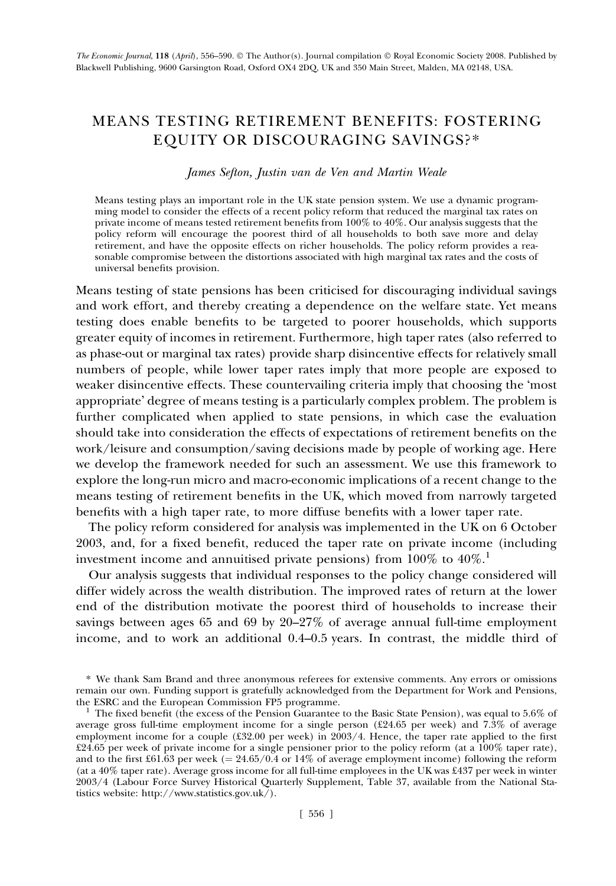# MEANS TESTING RETIREMENT BENEFITS: FOSTERING EQUITY OR DISCOURAGING SAVINGS?*

*James Sefton, Justin van de Ven and Martin Weale*

Means testing plays an important role in the UK state pension system. We use a dynamic programming model to consider the effects of a recent policy reform that reduced the marginal tax rates on private income of means tested retirement benefits from 100% to 40%. Our analysis suggests that the policy reform will encourage the poorest third of all households to both save more and delay retirement, and have the opposite effects on richer households. The policy reform provides a reasonable compromise between the distortions associated with high marginal tax rates and the costs of universal benefits provision.

Means testing of state pensions has been criticised for discouraging individual savings and work effort, and thereby creating a dependence on the welfare state. Yet means testing does enable benefits to be targeted to poorer households, which supports greater equity of incomes in retirement. Furthermore, high taper rates (also referred to as phase-out or marginal tax rates) provide sharp disincentive effects for relatively small numbers of people, while lower taper rates imply that more people are exposed to weaker disincentive effects. These countervailing criteria imply that choosing the 'most appropriate' degree of means testing is a particularly complex problem. The problem is further complicated when applied to state pensions, in which case the evaluation should take into consideration the effects of expectations of retirement benefits on the work/leisure and consumption/saving decisions made by people of working age. Here we develop the framework needed for such an assessment. We use this framework to explore the long-run micro and macro-economic implications of a recent change to the means testing of retirement benefits in the UK, which moved from narrowly targeted benefits with a high taper rate, to more diffuse benefits with a lower taper rate.

The policy reform considered for analysis was implemented in the UK on 6 October 2003, and, for a fixed benefit, reduced the taper rate on private income (including investment income and annuitised private pensions) from 100% to 40%.[1]

Our analysis suggests that individual responses to the policy change considered will differ widely across the wealth distribution. The improved rates of return at the lower end of the distribution motivate the poorest third of households to increase their savings between ages 65 and 69 by 20–27% of average annual full-time employment income, and to work an additional 0.4–0.5 years. In contrast, the middle third of

\* We thank Sam Brand and three anonymous referees for extensive comments. Any errors or omissions remain our own. Funding support is gratefully acknowledged from the Department for Work and Pensions, the ESRC and the European Commission FP5 programme.

[1] The fixed benefit (the excess of the Pension Guarantee to the Basic State Pension), was equal to 5.6% of average gross full-time employment income for a single person (£24.65 per week) and 7.3% of average employment income for a couple (£32.00 per week) in 2003/4. Hence, the taper rate applied to the first £24.65 per week of private income for a single pensioner prior to the policy reform (at a 100% taper rate), and to the first £61.63 per week (= 24.65/0.4 or 14% of average employment income) following the reform (at a 40% taper rate). Average gross income for all full-time employees in the UK was £437 per week in winter 2003/4 (Labour Force Survey Historical Quarterly Supplement, Table 37, available from the National Statistics website: http://www.statistics.gov.uk/).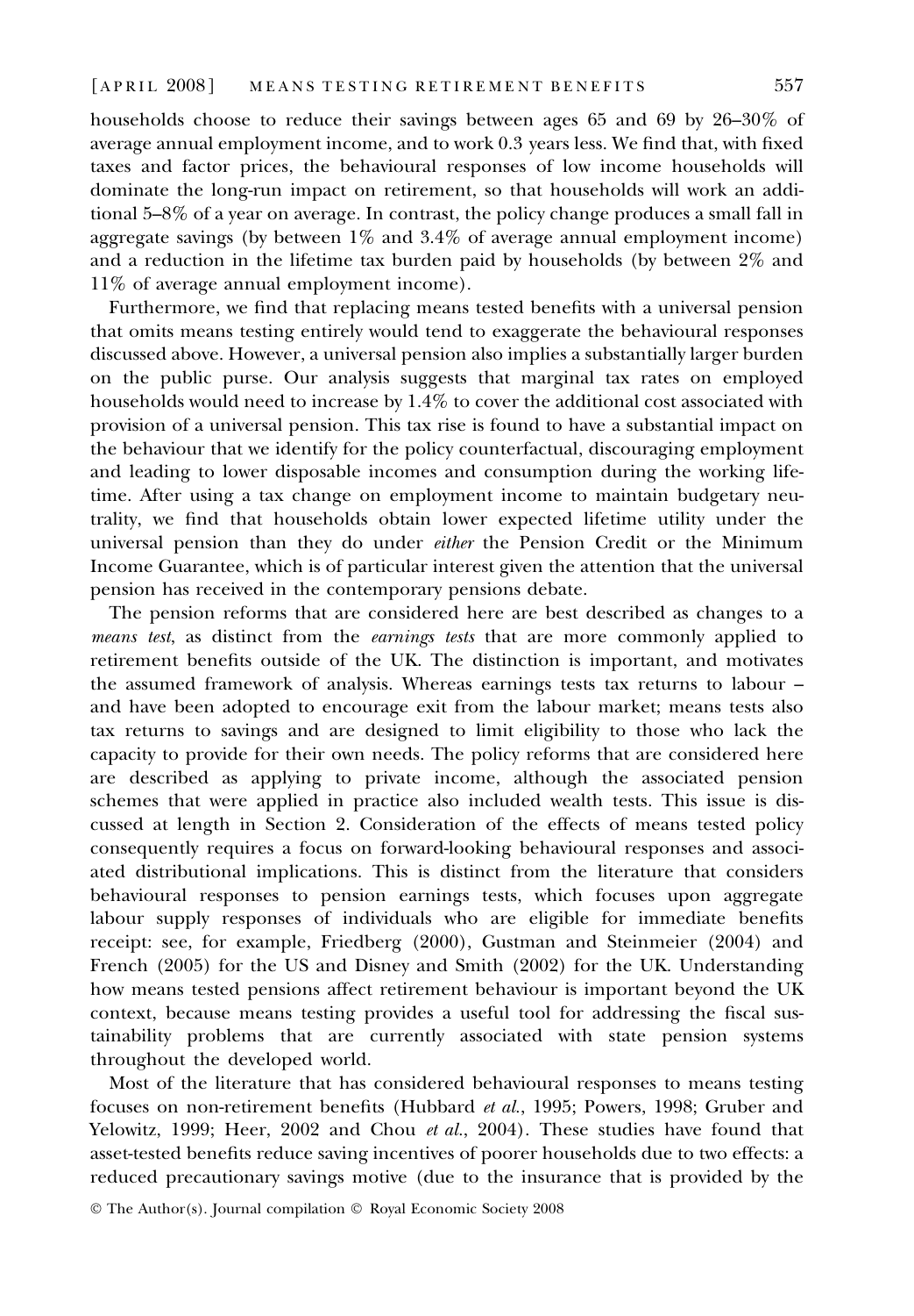households choose to reduce their savings between ages 65 and 69 by 26–30% of average annual employment income, and to work 0.3 years less. We find that, with fixed taxes and factor prices, the behavioural responses of low income households will dominate the long-run impact on retirement, so that households will work an additional 5–8% of a year on average. In contrast, the policy change produces a small fall in aggregate savings (by between 1% and 3.4% of average annual employment income) and a reduction in the lifetime tax burden paid by households (by between 2% and 11% of average annual employment income).

Furthermore, we find that replacing means tested benefits with a universal pension that omits means testing entirely would tend to exaggerate the behavioural responses discussed above. However, a universal pension also implies a substantially larger burden on the public purse. Our analysis suggests that marginal tax rates on employed households would need to increase by 1.4% to cover the additional cost associated with provision of a universal pension. This tax rise is found to have a substantial impact on the behaviour that we identify for the policy counterfactual, discouraging employment and leading to lower disposable incomes and consumption during the working lifetime. After using a tax change on employment income to maintain budgetary neutrality, we find that households obtain lower expected lifetime utility under the universal pension than they do under *either* the Pension Credit or the Minimum Income Guarantee, which is of particular interest given the attention that the universal pension has received in the contemporary pensions debate.

The pension reforms that are considered here are best described as changes to a *means test*, as distinct from the *earnings tests* that are more commonly applied to retirement benefits outside of the UK. The distinction is important, and motivates the assumed framework of analysis. Whereas earnings tests tax returns to labour – and have been adopted to encourage exit from the labour market; means tests also tax returns to savings and are designed to limit eligibility to those who lack the capacity to provide for their own needs. The policy reforms that are considered here are described as applying to private income, although the associated pension schemes that were applied in practice also included wealth tests. This issue is discussed at length in Section 2. Consideration of the effects of means tested policy consequently requires a focus on forward-looking behavioural responses and associated distributional implications. This is distinct from the literature that considers behavioural responses to pension earnings tests, which focuses upon aggregate labour supply responses of individuals who are eligible for immediate benefits receipt: see, for example, Friedberg (2000), Gustman and Steinmeier (2004) and French (2005) for the US and Disney and Smith (2002) for the UK. Understanding how means tested pensions affect retirement behaviour is important beyond the UK context, because means testing provides a useful tool for addressing the fiscal sustainability problems that are currently associated with state pension systems throughout the developed world.

Most of the literature that has considered behavioural responses to means testing focuses on non-retirement benefits (Hubbard *et al.*, 1995; Powers, 1998; Gruber and Yelowitz, 1999; Heer, 2002 and Chou *et al.*, 2004). These studies have found that asset-tested benefits reduce saving incentives of poorer households due to two effects: a reduced precautionary savings motive (due to the insurance that is provided by the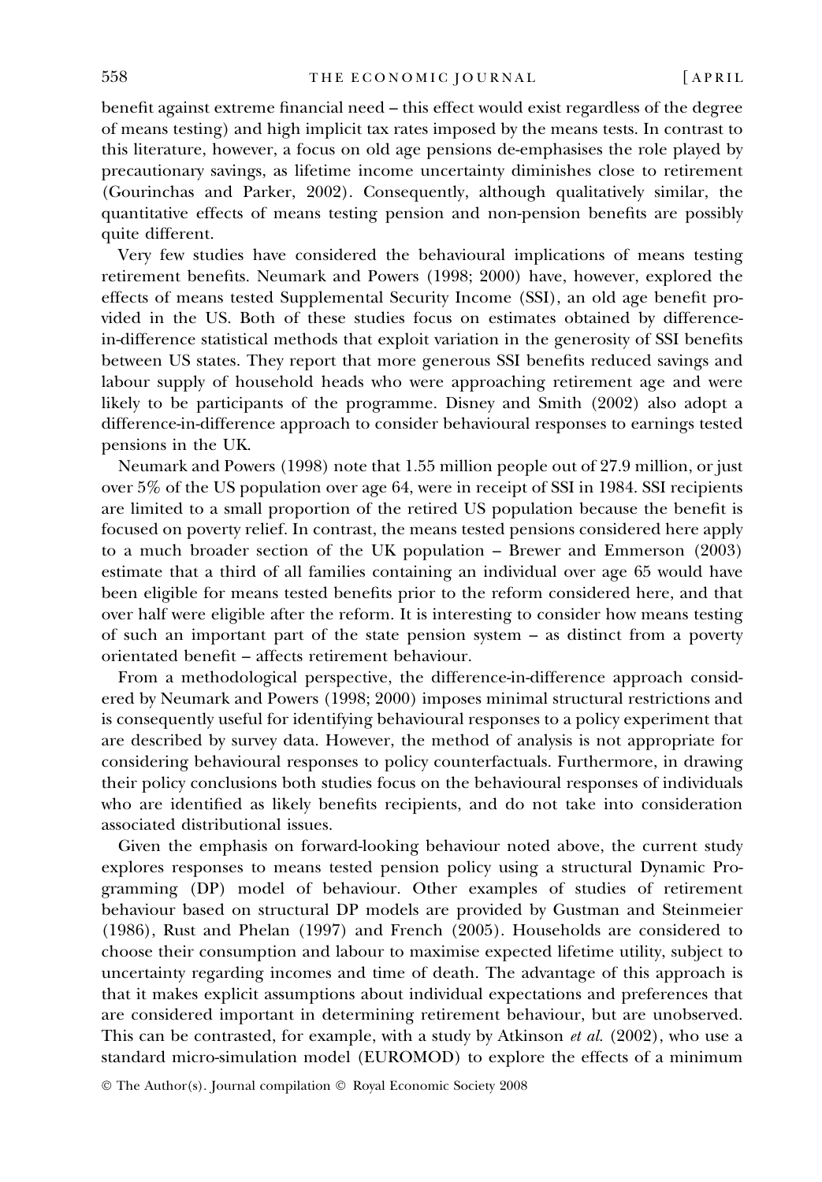benefit against extreme financial need – this effect would exist regardless of the degree of means testing) and high implicit tax rates imposed by the means tests. In contrast to this literature, however, a focus on old age pensions de-emphasises the role played by precautionary savings, as lifetime income uncertainty diminishes close to retirement (Gourinchas and Parker, 2002). Consequently, although qualitatively similar, the quantitative effects of means testing pension and non-pension benefits are possibly quite different.

Very few studies have considered the behavioural implications of means testing retirement benefits. Neumark and Powers (1998; 2000) have, however, explored the effects of means tested Supplemental Security Income (SSI), an old age benefit provided in the US. Both of these studies focus on estimates obtained by difference-in-difference statistical methods that exploit variation in the generosity of SSI benefits between US states. They report that more generous SSI benefits reduced savings and labour supply of household heads who were approaching retirement age and were likely to be participants of the programme. Disney and Smith (2002) also adopt a difference-in-difference approach to consider behavioural responses to earnings tested pensions in the UK.

Neumark and Powers (1998) note that 1.55 million people out of 27.9 million, or just over 5% of the US population over age 64, were in receipt of SSI in 1984. SSI recipients are limited to a small proportion of the retired US population because the benefit is focused on poverty relief. In contrast, the means tested pensions considered here apply to a much broader section of the UK population – Brewer and Emmerson (2003) estimate that a third of all families containing an individual over age 65 would have been eligible for means tested benefits prior to the reform considered here, and that over half were eligible after the reform. It is interesting to consider how means testing of such an important part of the state pension system – as distinct from a poverty orientated benefit – affects retirement behaviour.

From a methodological perspective, the difference-in-difference approach considered by Neumark and Powers (1998; 2000) imposes minimal structural restrictions and is consequently useful for identifying behavioural responses to a policy experiment that are described by survey data. However, the method of analysis is not appropriate for considering behavioural responses to policy counterfactuals. Furthermore, in drawing their policy conclusions both studies focus on the behavioural responses of individuals who are identified as likely benefits recipients, and do not take into consideration associated distributional issues.

Given the emphasis on forward-looking behaviour noted above, the current study explores responses to means tested pension policy using a structural Dynamic Programming (DP) model of behaviour. Other examples of studies of retirement behaviour based on structural DP models are provided by Gustman and Steinmeier (1986), Rust and Phelan (1997) and French (2005). Households are considered to choose their consumption and labour to maximise expected lifetime utility, subject to uncertainty regarding incomes and time of death. The advantage of this approach is that it makes explicit assumptions about individual expectations and preferences that are considered important in determining retirement behaviour, but are unobserved. This can be contrasted, for example, with a study by Atkinson *et al.* (2002), who use a standard micro-simulation model (EUROMOD) to explore the effects of a minimum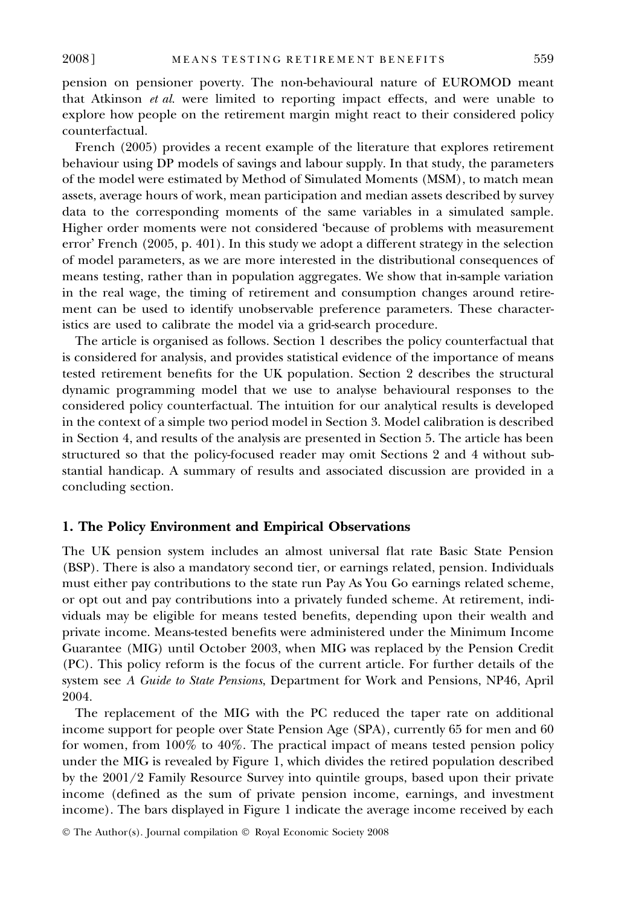pension on pensioner poverty. The non-behavioural nature of EUROMOD meant that Atkinson *et al.* were limited to reporting impact effects, and were unable to explore how people on the retirement margin might react to their considered policy counterfactual.

French (2005) provides a recent example of the literature that explores retirement behaviour using DP models of savings and labour supply. In that study, the parameters of the model were estimated by Method of Simulated Moments (MSM), to match mean assets, average hours of work, mean participation and median assets described by survey data to the corresponding moments of the same variables in a simulated sample. Higher order moments were not considered 'because of problems with measurement error' French (2005, p. 401). In this study we adopt a different strategy in the selection of model parameters, as we are more interested in the distributional consequences of means testing, rather than in population aggregates. We show that in-sample variation in the real wage, the timing of retirement and consumption changes around retirement can be used to identify unobservable preference parameters. These characteristics are used to calibrate the model via a grid-search procedure.

The article is organised as follows. Section 1 describes the policy counterfactual that is considered for analysis, and provides statistical evidence of the importance of means tested retirement benefits for the UK population. Section 2 describes the structural dynamic programming model that we use to analyse behavioural responses to the considered policy counterfactual. The intuition for our analytical results is developed in the context of a simple two period model in Section 3. Model calibration is described in Section 4, and results of the analysis are presented in Section 5. The article has been structured so that the policy-focused reader may omit Sections 2 and 4 without substantial handicap. A summary of results and associated discussion are provided in a concluding section.

## 1. The Policy Environment and Empirical Observations

The UK pension system includes an almost universal flat rate Basic State Pension (BSP). There is also a mandatory second tier, or earnings related, pension. Individuals must either pay contributions to the state run Pay As You Go earnings related scheme, or opt out and pay contributions into a privately funded scheme. At retirement, individuals may be eligible for means tested benefits, depending upon their wealth and private income. Means-tested benefits were administered under the Minimum Income Guarantee (MIG) until October 2003, when MIG was replaced by the Pension Credit (PC). This policy reform is the focus of the current article. For further details of the system see *A Guide to State Pensions*, Department for Work and Pensions, NP46, April 2004.

The replacement of the MIG with the PC reduced the taper rate on additional income support for people over State Pension Age (SPA), currently 65 for men and 60 for women, from 100% to 40%. The practical impact of means tested pension policy under the MIG is revealed by Figure 1, which divides the retired population described by the 2001/2 Family Resource Survey into quintile groups, based upon their private income (defined as the sum of private pension income, earnings, and investment income). The bars displayed in Figure 1 indicate the average income received by each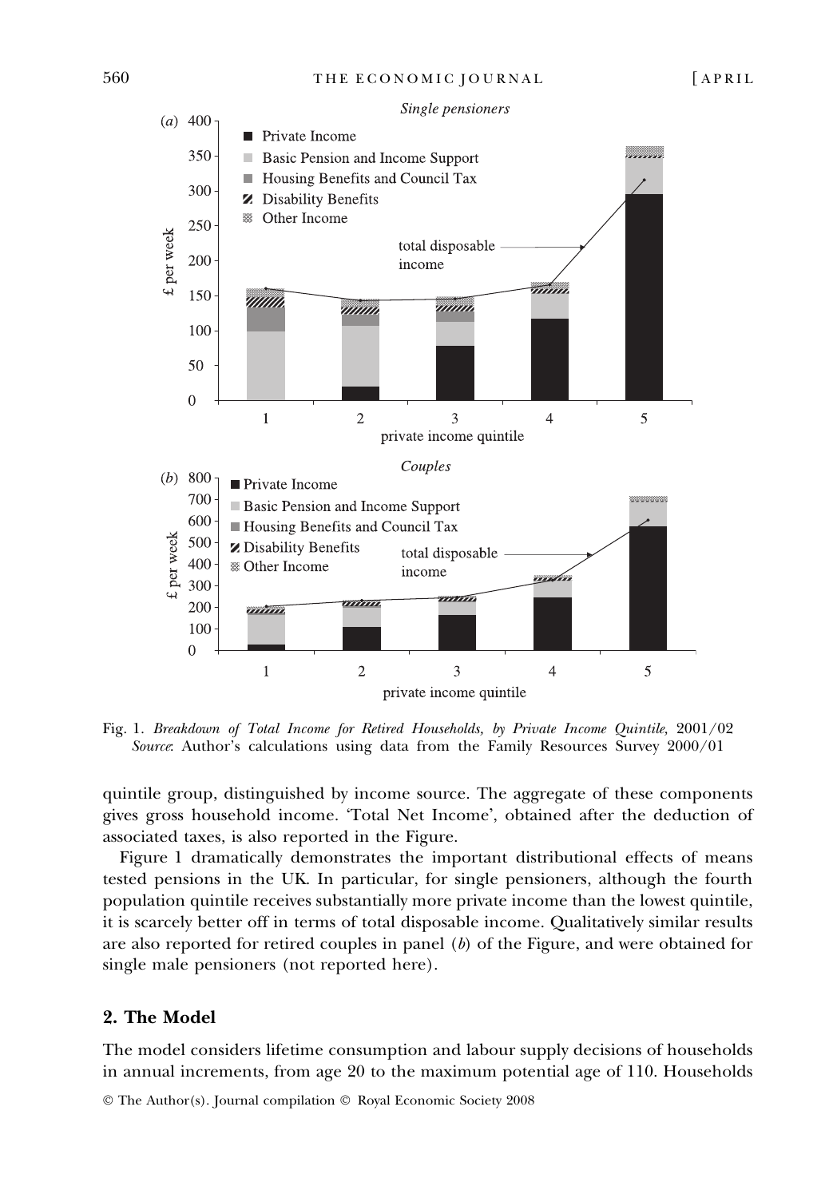*Single pensioners*

(*a*)

400
350
300
250
200
150
100
50
0

£ per week

■ Private Income
■ Basic Pension and Income Support
■ Housing Benefits and Council Tax
Disability Benefits
Other Income

total disposable income

1 2 3 4 5

private income quintile

*Couples*

(*b*)

800
700
600
500
400
300
200
100
0

£ per week

■ Private Income
■ Basic Pension and Income Support
■ Housing Benefits and Council Tax
Disability Benefits
Other Income

total disposable income

1 2 3 4 5

private income quintile

Fig. 1. *Breakdown of Total Income for Retired Households, by Private Income Quintile,* 2001/02
*Source*: Author's calculations using data from the Family Resources Survey 2000/01

quintile group, distinguished by income source. The aggregate of these components gives gross household income. 'Total Net Income', obtained after the deduction of associated taxes, is also reported in the Figure.

Figure 1 dramatically demonstrates the important distributional effects of means tested pensions in the UK. In particular, for single pensioners, although the fourth population quintile receives substantially more private income than the lowest quintile, it is scarcely better off in terms of total disposable income. Qualitatively similar results are also reported for retired couples in panel (*b*) of the Figure, and were obtained for single male pensioners (not reported here).

## 2. The Model

The model considers lifetime consumption and labour supply decisions of households in annual increments, from age 20 to the maximum potential age of 110. Households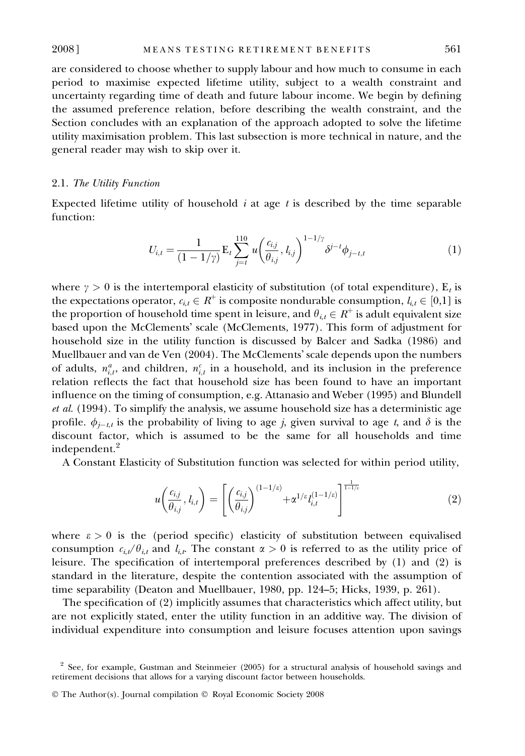are considered to choose whether to supply labour and how much to consume in each period to maximise expected lifetime utility, subject to a wealth constraint and uncertainty regarding time of death and future labour income. We begin by defining the assumed preference relation, before describing the wealth constraint, and the Section concludes with an explanation of the approach adopted to solve the lifetime utility maximisation problem. This last subsection is more technical in nature, and the general reader may wish to skip over it.

### 2.1. *The Utility Function*

Expected lifetime utility of household $i$ at age $t$ is described by the time separable function:

$$U_{i,t} = \frac{1}{(1-1/\gamma)} \mathrm{E}_t \sum_{j=t}^{110} u\left(\frac{c_{i,j}}{\theta_{i,j}}, l_{i,j}\right)^{1-1/\gamma} \delta^{j-t} \phi_{j-t,t} \tag{1}$$

where $\gamma > 0$ is the intertemporal elasticity of substitution (of total expenditure), $\mathrm{E}_t$ is the expectations operator, $c_{i,t} \in R^+$ is composite nondurable consumption, $l_{i,t} \in [0,1]$ is the proportion of household time spent in leisure, and $\theta_{i,t} \in R^+$ is adult equivalent size based upon the McClements' scale (McClements, 1977). This form of adjustment for household size in the utility function is discussed by Balcer and Sadka (1986) and Muellbauer and van de Ven (2004). The McClements' scale depends upon the numbers of adults, $n^a_{i,t}$, and children, $n^c_{i,t}$ in a household, and its inclusion in the preference relation reflects the fact that household size has been found to have an important influence on the timing of consumption, e.g. Attanasio and Weber (1995) and Blundell *et al.* (1994). To simplify the analysis, we assume household size has a deterministic age profile. $\phi_{j-t,t}$ is the probability of living to age $j$, given survival to age $t$, and $\delta$ is the discount factor, which is assumed to be the same for all households and time independent.[2]

A Constant Elasticity of Substitution function was selected for within period utility,

$$u\left(\frac{c_{i,j}}{\theta_{i,j}}, l_{i,t}\right) = \left[\left(\frac{c_{i,j}}{\theta_{i,j}}\right)^{(1-1/\varepsilon)} + \alpha^{1/\varepsilon} l_{i,t}^{(1-1/\varepsilon)}\right]^{\frac{1}{1-1/\varepsilon}} \tag{2}$$

where $\varepsilon > 0$ is the (period specific) elasticity of substitution between equivalised consumption $c_{i,t}/\theta_{i,t}$ and $l_{i,t}$. The constant $\alpha > 0$ is referred to as the utility price of leisure. The specification of intertemporal preferences described by (1) and (2) is standard in the literature, despite the contention associated with the assumption of time separability (Deaton and Muellbauer, 1980, pp. 124–5; Hicks, 1939, p. 261).

The specification of (2) implicitly assumes that characteristics which affect utility, but are not explicitly stated, enter the utility function in an additive way. The division of individual expenditure into consumption and leisure focuses attention upon savings

[2] See, for example, Gustman and Steinmeier (2005) for a structural analysis of household savings and retirement decisions that allows for a varying discount factor between households.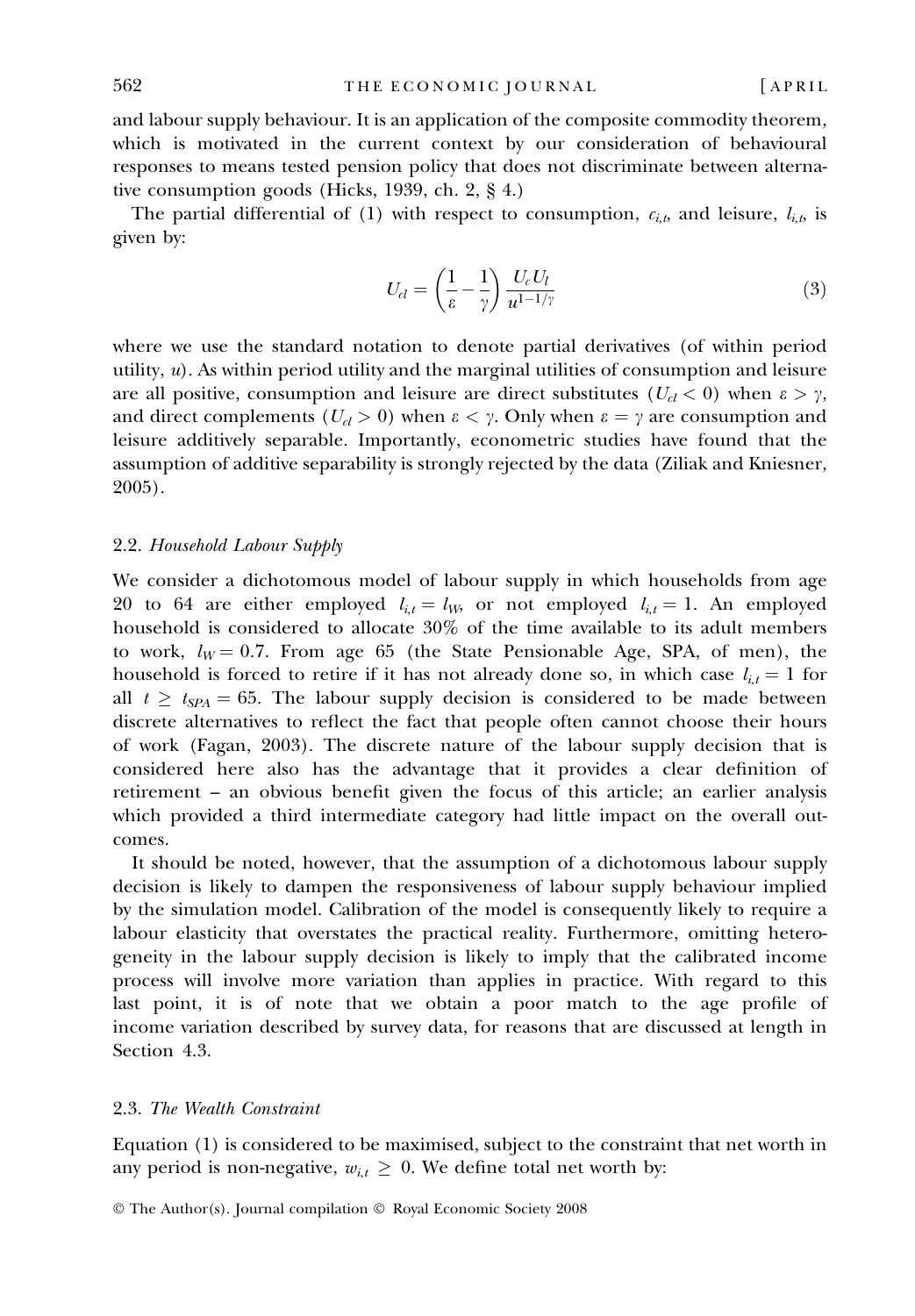and labour supply behaviour. It is an application of the composite commodity theorem, which is motivated in the current context by our consideration of behavioural responses to means tested pension policy that does not discriminate between alternative consumption goods (Hicks, 1939, ch. 2, § 4.)

The partial differential of (1) with respect to consumption, $c_{i,t}$, and leisure, $l_{i,t}$, is given by:

$$U_{cl} = \left(\frac{1}{\varepsilon} - \frac{1}{\gamma}\right) \frac{U_c U_l}{u^{1-1/\gamma}} \tag{3}$$

where we use the standard notation to denote partial derivatives (of within period utility, $u$). As within period utility and the marginal utilities of consumption and leisure are all positive, consumption and leisure are direct substitutes ($U_{cl} < 0$) when $\varepsilon > \gamma$, and direct complements ($U_{cl} > 0$) when $\varepsilon < \gamma$. Only when $\varepsilon = \gamma$ are consumption and leisure additively separable. Importantly, econometric studies have found that the assumption of additive separability is strongly rejected by the data (Ziliak and Kniesner, 2005).

### 2.2. *Household Labour Supply*

We consider a dichotomous model of labour supply in which households from age 20 to 64 are either employed $l_{i,t} = l_W$, or not employed $l_{i,t} = 1$. An employed household is considered to allocate 30% of the time available to its adult members to work, $l_W = 0.7$. From age 65 (the State Pensionable Age, SPA, of men), the household is forced to retire if it has not already done so, in which case $l_{i,t} = 1$ for all $t \geq t_{SPA} = 65$. The labour supply decision is considered to be made between discrete alternatives to reflect the fact that people often cannot choose their hours of work (Fagan, 2003). The discrete nature of the labour supply decision that is considered here also has the advantage that it provides a clear definition of retirement – an obvious benefit given the focus of this article; an earlier analysis which provided a third intermediate category had little impact on the overall outcomes.

It should be noted, however, that the assumption of a dichotomous labour supply decision is likely to dampen the responsiveness of labour supply behaviour implied by the simulation model. Calibration of the model is consequently likely to require a labour elasticity that overstates the practical reality. Furthermore, omitting heterogeneity in the labour supply decision is likely to imply that the calibrated income process will involve more variation than applies in practice. With regard to this last point, it is of note that we obtain a poor match to the age profile of income variation described by survey data, for reasons that are discussed at length in Section 4.3.

### 2.3. *The Wealth Constraint*

Equation (1) is considered to be maximised, subject to the constraint that net worth in any period is non-negative, $w_{i,t} \geq 0$. We define total net worth by: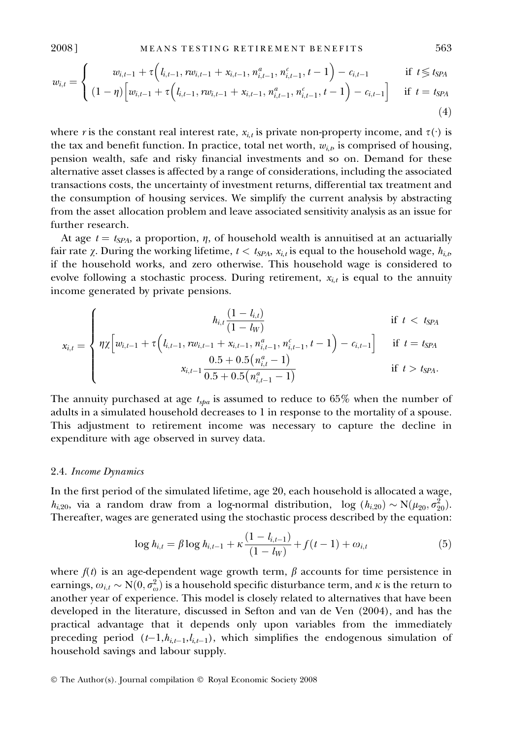$$
w_{i,t} = \begin{cases} w_{i,t-1} + \tau\Big(l_{i,t-1}, rw_{i,t-1} + x_{i,t-1}, n^a_{i,t-1}, n^c_{i,t-1}, t-1\Big) - c_{i,t-1} & \text{if } t \lessgtr t_{SPA} \\ (1-\eta)\Big[w_{i,t-1} + \tau\Big(l_{i,t-1}, rw_{i,t-1} + x_{i,t-1}, n^a_{i,t-1}, n^c_{i,t-1}, t-1\Big) - c_{i,t-1}\Big] & \text{if } t = t_{SPA} \end{cases} \tag{4}
$$

where $r$ is the constant real interest rate, $x_{i,t}$ is private non-property income, and $\tau(\cdot)$ is the tax and benefit function. In practice, total net worth, $w_{i,t}$, is comprised of housing, pension wealth, safe and risky financial investments and so on. Demand for these alternative asset classes is affected by a range of considerations, including the associated transactions costs, the uncertainty of investment returns, differential tax treatment and the consumption of housing services. We simplify the current analysis by abstracting from the asset allocation problem and leave associated sensitivity analysis as an issue for further research.

At age $t = t_{SPA}$, a proportion, $\eta$, of household wealth is annuitised at an actuarially fair rate $\chi$. During the working lifetime, $t < t_{SPA}$, $x_{i,t}$ is equal to the household wage, $h_{i,t}$, if the household works, and zero otherwise. This household wage is considered to evolve following a stochastic process. During retirement, $x_{i,t}$ is equal to the annuity income generated by private pensions.

$$
x_{i,t} = \begin{cases} h_{i,t}\dfrac{(1-l_{i,t})}{(1-l_W)} & \text{if } t < t_{SPA} \\ \eta\chi\Big[w_{i,t-1} + \tau\Big(l_{i,t-1}, rw_{i,t-1} + x_{i,t-1}, n^a_{i,t-1}, n^c_{i,t-1}, t-1\Big) - c_{i,t-1}\Big] & \text{if } t = t_{SPA} \\ x_{i,t-1}\dfrac{0.5 + 0.5\big(n^a_{i,t} - 1\big)}{0.5 + 0.5\big(n^a_{i,t-1} - 1\big)} & \text{if } t > t_{SPA}. \end{cases}
$$

The annuity purchased at age $t_{spa}$ is assumed to reduce to 65% when the number of adults in a simulated household decreases to 1 in response to the mortality of a spouse. This adjustment to retirement income was necessary to capture the decline in expenditure with age observed in survey data.

### 2.4. *Income Dynamics*

In the first period of the simulated lifetime, age 20, each household is allocated a wage, $h_{i,20}$, via a random draw from a log-normal distribution, $\log(h_{i,20}) \sim \mathrm{N}(\mu_{20}, \sigma^2_{20})$. Thereafter, wages are generated using the stochastic process described by the equation:

$$
\log h_{i,t} = \beta \log h_{i,t-1} + \kappa\frac{(1-l_{i,t-1})}{(1-l_W)} + f(t-1) + \omega_{i,t} \tag{5}
$$

where $f(t)$ is an age-dependent wage growth term, $\beta$ accounts for time persistence in earnings, $\omega_{i,t} \sim \mathrm{N}(0, \sigma^2_{\omega})$ is a household specific disturbance term, and $\kappa$ is the return to another year of experience. This model is closely related to alternatives that have been developed in the literature, discussed in Sefton and van de Ven (2004), and has the practical advantage that it depends only upon variables from the immediately preceding period $(t-1, h_{i,t-1}, l_{i,t-1})$, which simplifies the endogenous simulation of household savings and labour supply.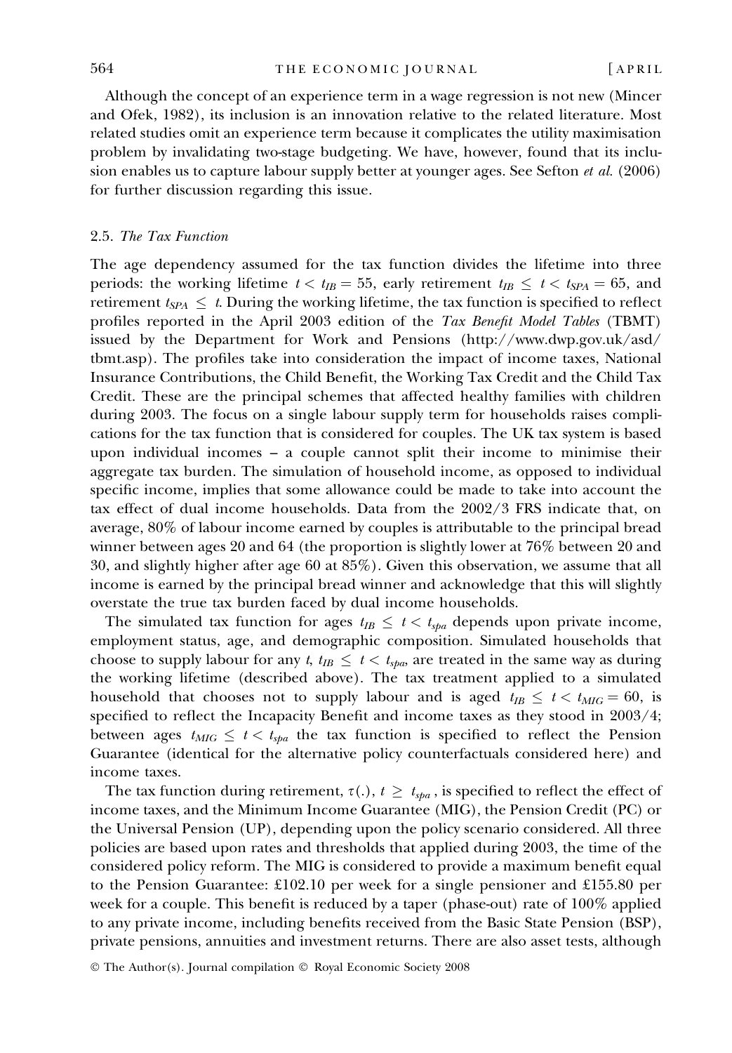Although the concept of an experience term in a wage regression is not new (Mincer and Ofek, 1982), its inclusion is an innovation relative to the related literature. Most related studies omit an experience term because it complicates the utility maximisation problem by invalidating two-stage budgeting. We have, however, found that its inclusion enables us to capture labour supply better at younger ages. See Sefton *et al.* (2006) for further discussion regarding this issue.

### 2.5. *The Tax Function*

The age dependency assumed for the tax function divides the lifetime into three periods: the working lifetime $t < t_{IB} = 55$, early retirement $t_{IB} \leq t < t_{SPA} = 65$, and retirement $t_{SPA} \leq t$. During the working lifetime, the tax function is specified to reflect profiles reported in the April 2003 edition of the *Tax Benefit Model Tables* (TBMT) issued by the Department for Work and Pensions (http://www.dwp.gov.uk/asd/tbmt.asp). The profiles take into consideration the impact of income taxes, National Insurance Contributions, the Child Benefit, the Working Tax Credit and the Child Tax Credit. These are the principal schemes that affected healthy families with children during 2003. The focus on a single labour supply term for households raises complications for the tax function that is considered for couples. The UK tax system is based upon individual incomes – a couple cannot split their income to minimise their aggregate tax burden. The simulation of household income, as opposed to individual specific income, implies that some allowance could be made to take into account the tax effect of dual income households. Data from the 2002/3 FRS indicate that, on average, 80% of labour income earned by couples is attributable to the principal bread winner between ages 20 and 64 (the proportion is slightly lower at 76% between 20 and 30, and slightly higher after age 60 at 85%). Given this observation, we assume that all income is earned by the principal bread winner and acknowledge that this will slightly overstate the true tax burden faced by dual income households.

The simulated tax function for ages $t_{IB} \leq t < t_{spa}$ depends upon private income, employment status, age, and demographic composition. Simulated households that choose to supply labour for any $t$, $t_{IB} \leq t < t_{spa}$, are treated in the same way as during the working lifetime (described above). The tax treatment applied to a simulated household that chooses not to supply labour and is aged $t_{IB} \leq t < t_{MIG} = 60$, is specified to reflect the Incapacity Benefit and income taxes as they stood in 2003/4; between ages $t_{MIG} \leq t < t_{spa}$ the tax function is specified to reflect the Pension Guarantee (identical for the alternative policy counterfactuals considered here) and income taxes.

The tax function during retirement, $\tau(.)$, $t \geq t_{spa}$, is specified to reflect the effect of income taxes, and the Minimum Income Guarantee (MIG), the Pension Credit (PC) or the Universal Pension (UP), depending upon the policy scenario considered. All three policies are based upon rates and thresholds that applied during 2003, the time of the considered policy reform. The MIG is considered to provide a maximum benefit equal to the Pension Guarantee: £102.10 per week for a single pensioner and £155.80 per week for a couple. This benefit is reduced by a taper (phase-out) rate of 100% applied to any private income, including benefits received from the Basic State Pension (BSP), private pensions, annuities and investment returns. There are also asset tests, although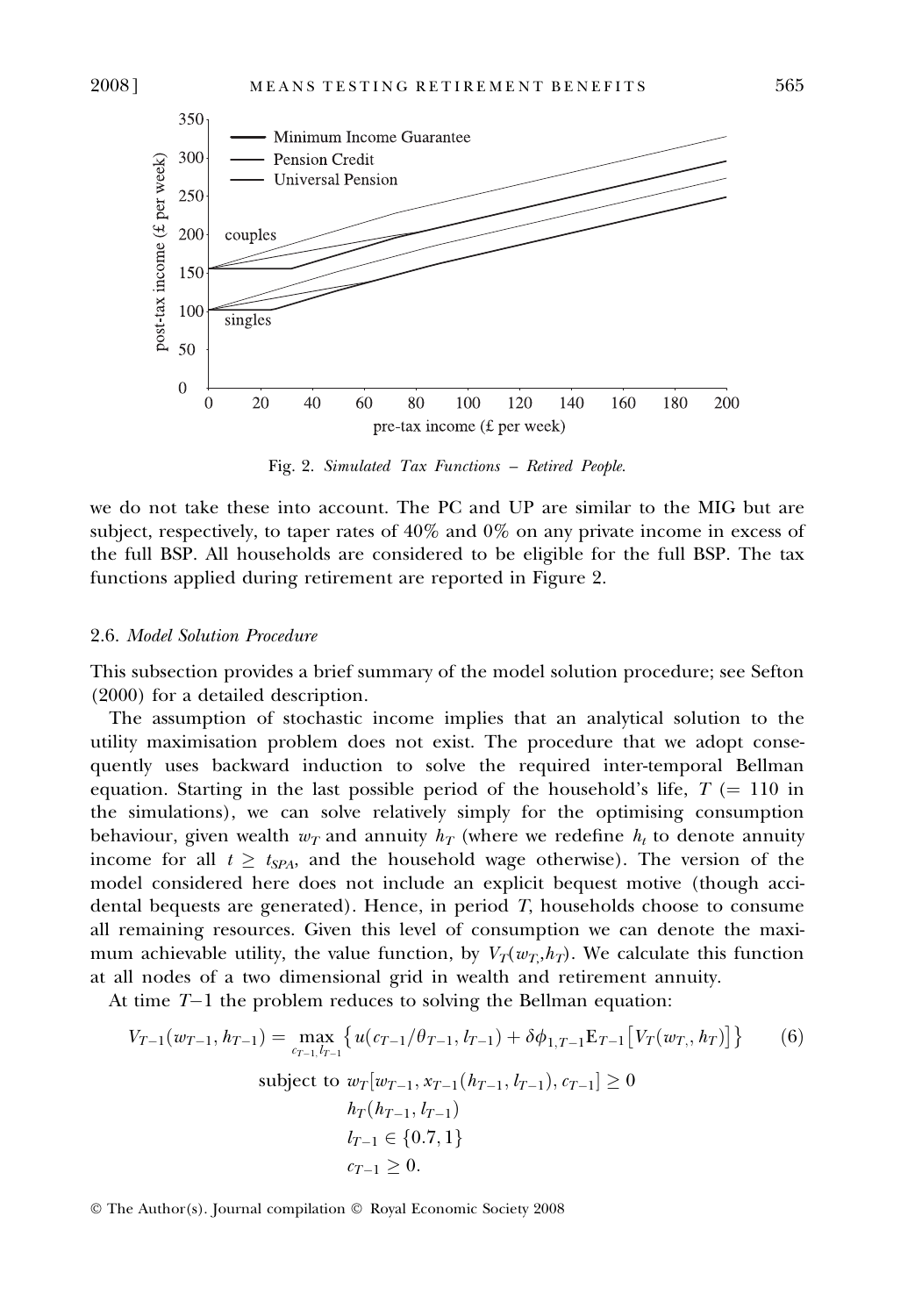350
300
250
200
150
100
50
0

Minimum Income Guarantee
Pension Credit
Universal Pension

couples

singles

post-tax income (£ per week)

0 20 40 60 80 100 120 140 160 180 200

pre-tax income (£ per week)

Fig. 2. *Simulated Tax Functions – Retired People.*

we do not take these into account. The PC and UP are similar to the MIG but are subject, respectively, to taper rates of 40% and 0% on any private income in excess of the full BSP. All households are considered to be eligible for the full BSP. The tax functions applied during retirement are reported in Figure 2.

### 2.6. *Model Solution Procedure*

This subsection provides a brief summary of the model solution procedure; see Sefton (2000) for a detailed description.

The assumption of stochastic income implies that an analytical solution to the utility maximisation problem does not exist. The procedure that we adopt consequently uses backward induction to solve the required inter-temporal Bellman equation. Starting in the last possible period of the household's life, $T$ (= 110 in the simulations), we can solve relatively simply for the optimising consumption behaviour, given wealth $w_T$ and annuity $h_T$ (where we redefine $h_t$ to denote annuity income for all $t \geq t_{SPA}$, and the household wage otherwise). The version of the model considered here does not include an explicit bequest motive (though accidental bequests are generated). Hence, in period $T$, households choose to consume all remaining resources. Given this level of consumption we can denote the maximum achievable utility, the value function, by $V_T(w_T, h_T)$. We calculate this function at all nodes of a two dimensional grid in wealth and retirement annuity.

At time $T-1$ the problem reduces to solving the Bellman equation:

$$V_{T-1}(w_{T-1}, h_{T-1}) = \max_{c_{T-1}, l_{T-1}} \left\{ u(c_{T-1}/\theta_{T-1}, l_{T-1}) + \delta \phi_{1,T-1} \mathrm{E}_{T-1}\left[V_T(w_T, h_T)\right] \right\} \tag{6}$$

$$\begin{aligned}
\text{subject to } & w_T[w_{T-1}, x_{T-1}(h_{T-1}, l_{T-1}), c_{T-1}] \geq 0 \\
& h_T(h_{T-1}, l_{T-1}) \\
& l_{T-1} \in \{0.7, 1\} \\
& c_{T-1} \geq 0.
\end{aligned}$$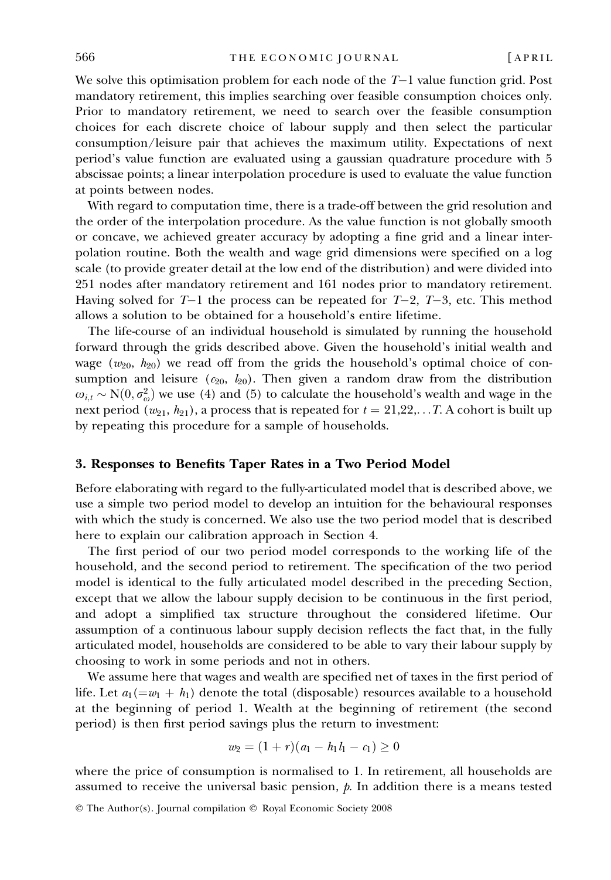We solve this optimisation problem for each node of the $T-1$ value function grid. Post mandatory retirement, this implies searching over feasible consumption choices only. Prior to mandatory retirement, we need to search over the feasible consumption choices for each discrete choice of labour supply and then select the particular consumption/leisure pair that achieves the maximum utility. Expectations of next period's value function are evaluated using a gaussian quadrature procedure with 5 abscissae points; a linear interpolation procedure is used to evaluate the value function at points between nodes.

With regard to computation time, there is a trade-off between the grid resolution and the order of the interpolation procedure. As the value function is not globally smooth or concave, we achieved greater accuracy by adopting a fine grid and a linear interpolation routine. Both the wealth and wage grid dimensions were specified on a log scale (to provide greater detail at the low end of the distribution) and were divided into 251 nodes after mandatory retirement and 161 nodes prior to mandatory retirement. Having solved for $T-1$ the process can be repeated for $T-2$, $T-3$, etc. This method allows a solution to be obtained for a household's entire lifetime.

The life-course of an individual household is simulated by running the household forward through the grids described above. Given the household's initial wealth and wage ($w_{20}$, $h_{20}$) we read off from the grids the household's optimal choice of consumption and leisure ($c_{20}$, $l_{20}$). Then given a random draw from the distribution $\omega_{i,t} \sim N(0, \sigma_{\omega}^2)$ we use (4) and (5) to calculate the household's wealth and wage in the next period ($w_{21}$, $h_{21}$), a process that is repeated for $t = 21, 22, \ldots T$. A cohort is built up by repeating this procedure for a sample of households.

## 3. Responses to Benefits Taper Rates in a Two Period Model

Before elaborating with regard to the fully-articulated model that is described above, we use a simple two period model to develop an intuition for the behavioural responses with which the study is concerned. We also use the two period model that is described here to explain our calibration approach in Section 4.

The first period of our two period model corresponds to the working life of the household, and the second period to retirement. The specification of the two period model is identical to the fully articulated model described in the preceding Section, except that we allow the labour supply decision to be continuous in the first period, and adopt a simplified tax structure throughout the considered lifetime. Our assumption of a continuous labour supply decision reflects the fact that, in the fully articulated model, households are considered to be able to vary their labour supply by choosing to work in some periods and not in others.

We assume here that wages and wealth are specified net of taxes in the first period of life. Let $a_1 (= w_1 + h_1)$ denote the total (disposable) resources available to a household at the beginning of period 1. Wealth at the beginning of retirement (the second period) is then first period savings plus the return to investment:

$$w_2 = (1 + r)(a_1 - h_1 l_1 - c_1) \geq 0$$

where the price of consumption is normalised to 1. In retirement, all households are assumed to receive the universal basic pension, $p$. In addition there is a means tested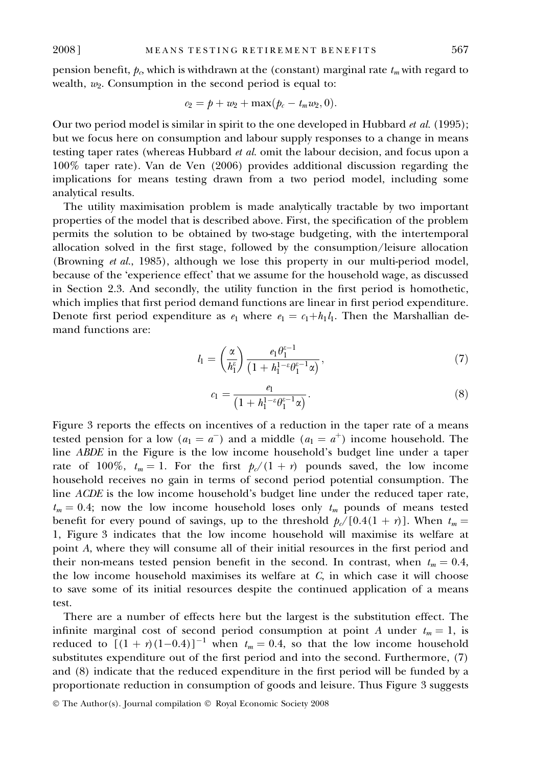pension benefit, $p_c$, which is withdrawn at the (constant) marginal rate $t_m$ with regard to wealth, $w_2$. Consumption in the second period is equal to:

$$c_2 = p + w_2 + \max(p_c - t_m w_2, 0).$$

Our two period model is similar in spirit to the one developed in Hubbard *et al.* (1995); but we focus here on consumption and labour supply responses to a change in means testing taper rates (whereas Hubbard *et al.* omit the labour decision, and focus upon a 100% taper rate). Van de Ven (2006) provides additional discussion regarding the implications for means testing drawn from a two period model, including some analytical results.

The utility maximisation problem is made analytically tractable by two important properties of the model that is described above. First, the specification of the problem permits the solution to be obtained by two-stage budgeting, with the intertemporal allocation solved in the first stage, followed by the consumption/leisure allocation (Browning *et al.*, 1985), although we lose this property in our multi-period model, because of the 'experience effect' that we assume for the household wage, as discussed in Section 2.3. And secondly, the utility function in the first period is homothetic, which implies that first period demand functions are linear in first period expenditure. Denote first period expenditure as $e_1$ where $e_1 = c_1 + h_1 l_1$. Then the Marshallian demand functions are:

$$l_1 = \left(\frac{\alpha}{h_1^{\varepsilon}}\right) \frac{e_1 \theta_1^{\varepsilon-1}}{\left(1 + h_1^{1-\varepsilon} \theta_1^{\varepsilon-1} \alpha\right)}, \tag{7}$$

$$c_1 = \frac{e_1}{\left(1 + h_1^{1-\varepsilon} \theta_1^{\varepsilon-1} \alpha\right)}. \tag{8}$$

Figure 3 reports the effects on incentives of a reduction in the taper rate of a means tested pension for a low ($a_1 = a^-$) and a middle ($a_1 = a^+$) income household. The line *ABDE* in the Figure is the low income household's budget line under a taper rate of 100%, $t_m = 1$. For the first $p_c/(1 + r)$ pounds saved, the low income household receives no gain in terms of second period potential consumption. The line *ACDE* is the low income household's budget line under the reduced taper rate, $t_m = 0.4$; now the low income household loses only $t_m$ pounds of means tested benefit for every pound of savings, up to the threshold $p_c/[0.4(1 + r)]$. When $t_m = 1$, Figure 3 indicates that the low income household will maximise its welfare at point *A*, where they will consume all of their initial resources in the first period and their non-means tested pension benefit in the second. In contrast, when $t_m = 0.4$, the low income household maximises its welfare at *C*, in which case it will choose to save some of its initial resources despite the continued application of a means test.

There are a number of effects here but the largest is the substitution effect. The infinite marginal cost of second period consumption at point *A* under $t_m = 1$, is reduced to $[(1 + r)(1-0.4)]^{-1}$ when $t_m = 0.4$, so that the low income household substitutes expenditure out of the first period and into the second. Furthermore, (7) and (8) indicate that the reduced expenditure in the first period will be funded by a proportionate reduction in consumption of goods and leisure. Thus Figure 3 suggests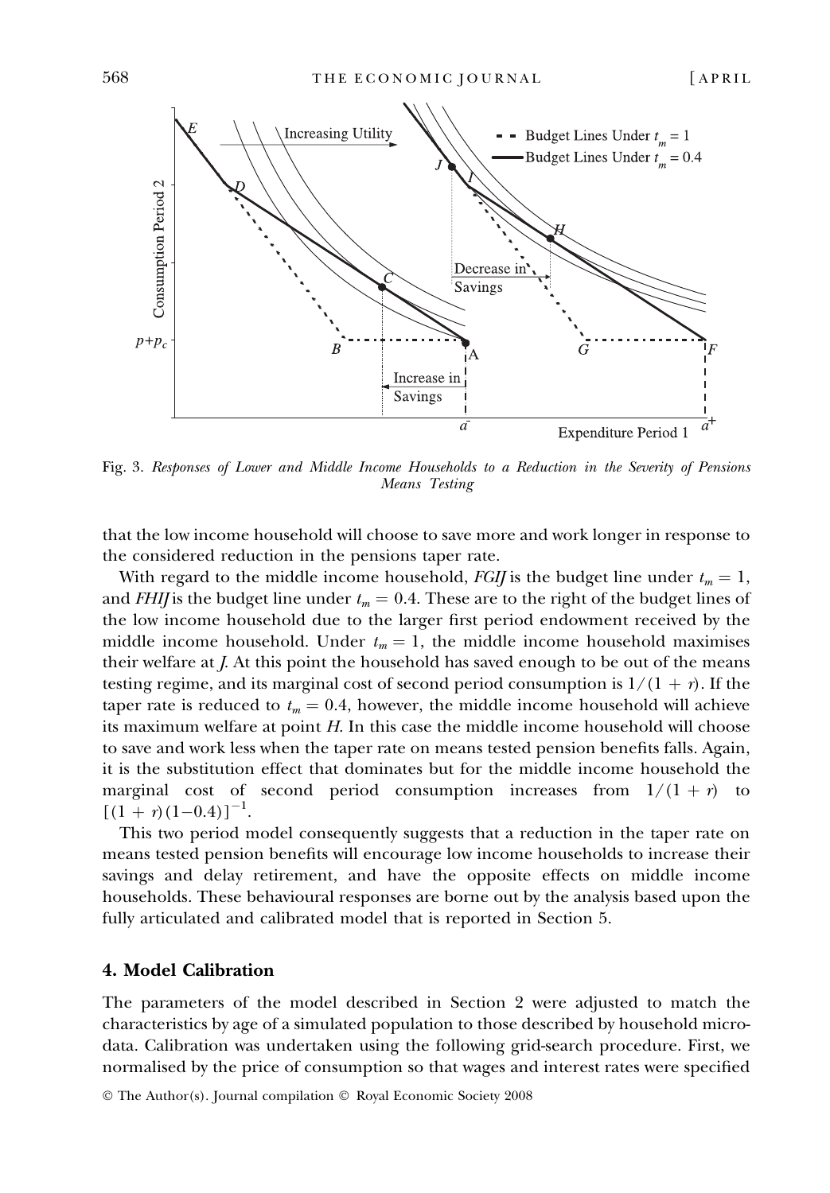Increasing Utility

Budget Lines Under $t_m = 1$

Budget Lines Under $t_m = 0.4$

Consumption Period 2

$p+p_c$

E

D

C

B

A

J

I

H

G

F

Decrease in Savings

Increase in Savings

$\bar{a}$

$a^+$

Expenditure Period 1

Fig. 3. *Responses of Lower and Middle Income Households to a Reduction in the Severity of Pensions Means Testing*

that the low income household will choose to save more and work longer in response to the considered reduction in the pensions taper rate.

With regard to the middle income household, *FGIJ* is the budget line under $t_m = 1$, and *FHIJ* is the budget line under $t_m = 0.4$. These are to the right of the budget lines of the low income household due to the larger first period endowment received by the middle income household. Under $t_m = 1$, the middle income household maximises their welfare at *J*. At this point the household has saved enough to be out of the means testing regime, and its marginal cost of second period consumption is $1/(1 + r)$. If the taper rate is reduced to $t_m = 0.4$, however, the middle income household will achieve its maximum welfare at point *H*. In this case the middle income household will choose to save and work less when the taper rate on means tested pension benefits falls. Again, it is the substitution effect that dominates but for the middle income household the marginal cost of second period consumption increases from $1/(1 + r)$ to $[(1 + r)(1-0.4)]^{-1}$.

This two period model consequently suggests that a reduction in the taper rate on means tested pension benefits will encourage low income households to increase their savings and delay retirement, and have the opposite effects on middle income households. These behavioural responses are borne out by the analysis based upon the fully articulated and calibrated model that is reported in Section 5.

## 4. Model Calibration

The parameters of the model described in Section 2 were adjusted to match the characteristics by age of a simulated population to those described by household micro-data. Calibration was undertaken using the following grid-search procedure. First, we normalised by the price of consumption so that wages and interest rates were specified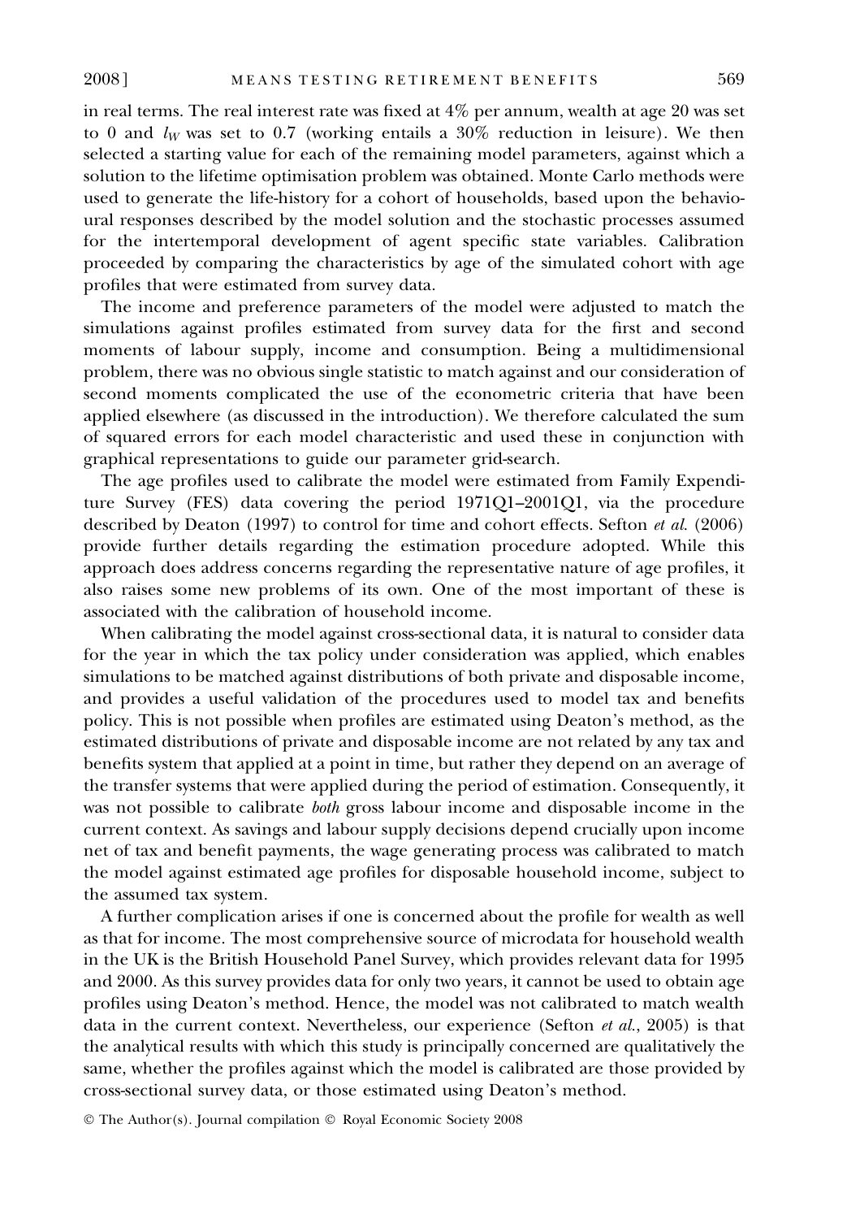in real terms. The real interest rate was fixed at 4% per annum, wealth at age 20 was set to 0 and $l_W$ was set to 0.7 (working entails a 30% reduction in leisure). We then selected a starting value for each of the remaining model parameters, against which a solution to the lifetime optimisation problem was obtained. Monte Carlo methods were used to generate the life-history for a cohort of households, based upon the behavioural responses described by the model solution and the stochastic processes assumed for the intertemporal development of agent specific state variables. Calibration proceeded by comparing the characteristics by age of the simulated cohort with age profiles that were estimated from survey data.

The income and preference parameters of the model were adjusted to match the simulations against profiles estimated from survey data for the first and second moments of labour supply, income and consumption. Being a multidimensional problem, there was no obvious single statistic to match against and our consideration of second moments complicated the use of the econometric criteria that have been applied elsewhere (as discussed in the introduction). We therefore calculated the sum of squared errors for each model characteristic and used these in conjunction with graphical representations to guide our parameter grid-search.

The age profiles used to calibrate the model were estimated from Family Expenditure Survey (FES) data covering the period 1971Q1–2001Q1, via the procedure described by Deaton (1997) to control for time and cohort effects. Sefton *et al.* (2006) provide further details regarding the estimation procedure adopted. While this approach does address concerns regarding the representative nature of age profiles, it also raises some new problems of its own. One of the most important of these is associated with the calibration of household income.

When calibrating the model against cross-sectional data, it is natural to consider data for the year in which the tax policy under consideration was applied, which enables simulations to be matched against distributions of both private and disposable income, and provides a useful validation of the procedures used to model tax and benefits policy. This is not possible when profiles are estimated using Deaton's method, as the estimated distributions of private and disposable income are not related by any tax and benefits system that applied at a point in time, but rather they depend on an average of the transfer systems that were applied during the period of estimation. Consequently, it was not possible to calibrate *both* gross labour income and disposable income in the current context. As savings and labour supply decisions depend crucially upon income net of tax and benefit payments, the wage generating process was calibrated to match the model against estimated age profiles for disposable household income, subject to the assumed tax system.

A further complication arises if one is concerned about the profile for wealth as well as that for income. The most comprehensive source of microdata for household wealth in the UK is the British Household Panel Survey, which provides relevant data for 1995 and 2000. As this survey provides data for only two years, it cannot be used to obtain age profiles using Deaton's method. Hence, the model was not calibrated to match wealth data in the current context. Nevertheless, our experience (Sefton *et al.*, 2005) is that the analytical results with which this study is principally concerned are qualitatively the same, whether the profiles against which the model is calibrated are those provided by cross-sectional survey data, or those estimated using Deaton's method.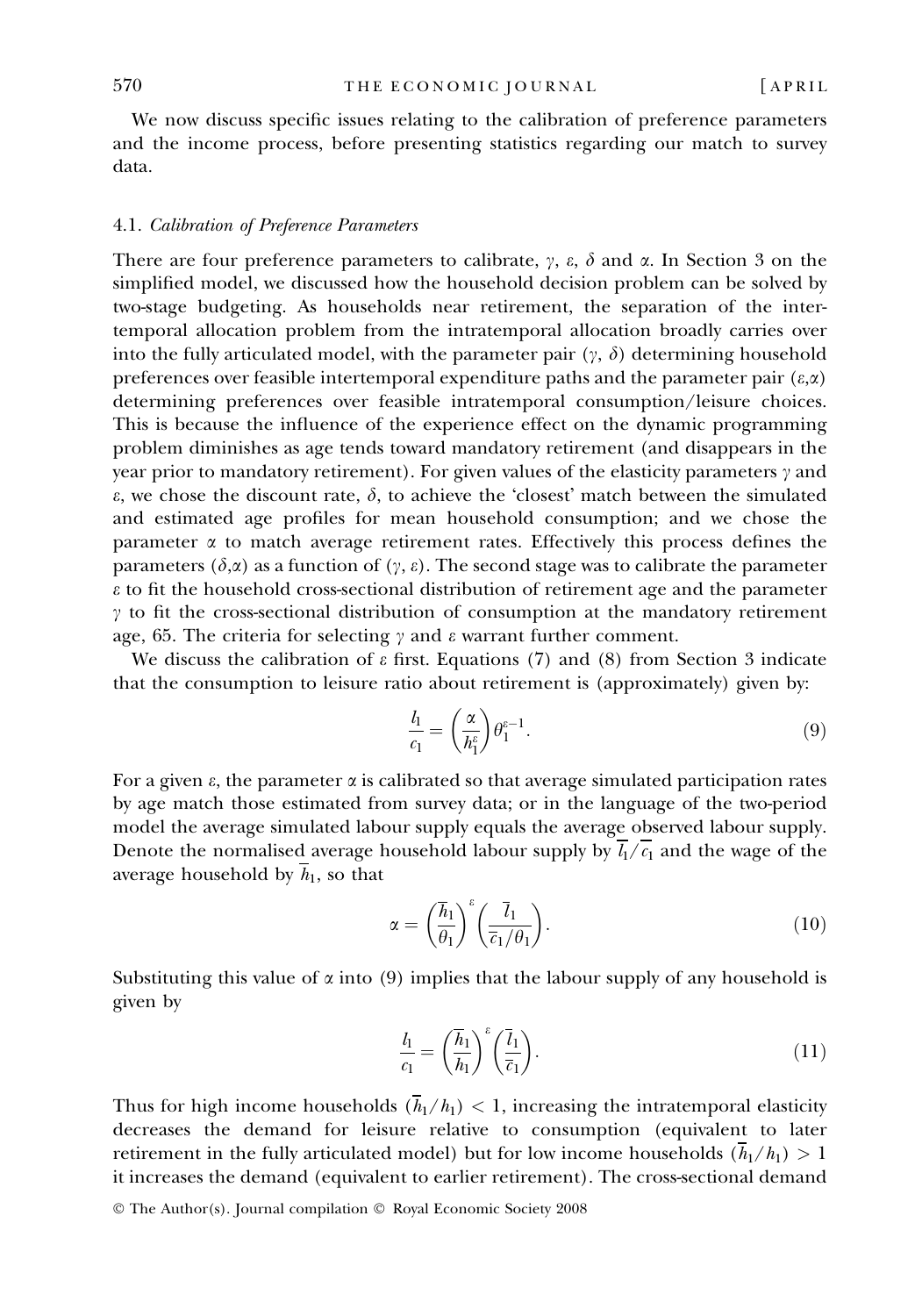We now discuss specific issues relating to the calibration of preference parameters and the income process, before presenting statistics regarding our match to survey data.

### 4.1. *Calibration of Preference Parameters*

There are four preference parameters to calibrate, $\gamma$, $\varepsilon$, $\delta$ and $\alpha$. In Section 3 on the simplified model, we discussed how the household decision problem can be solved by two-stage budgeting. As households near retirement, the separation of the intertemporal allocation problem from the intratemporal allocation broadly carries over into the fully articulated model, with the parameter pair ($\gamma$, $\delta$) determining household preferences over feasible intertemporal expenditure paths and the parameter pair ($\varepsilon$,$\alpha$) determining preferences over feasible intratemporal consumption/leisure choices. This is because the influence of the experience effect on the dynamic programming problem diminishes as age tends toward mandatory retirement (and disappears in the year prior to mandatory retirement). For given values of the elasticity parameters $\gamma$ and $\varepsilon$, we chose the discount rate, $\delta$, to achieve the 'closest' match between the simulated and estimated age profiles for mean household consumption; and we chose the parameter $\alpha$ to match average retirement rates. Effectively this process defines the parameters ($\delta$,$\alpha$) as a function of ($\gamma$, $\varepsilon$). The second stage was to calibrate the parameter $\varepsilon$ to fit the household cross-sectional distribution of retirement age and the parameter $\gamma$ to fit the cross-sectional distribution of consumption at the mandatory retirement age, 65. The criteria for selecting $\gamma$ and $\varepsilon$ warrant further comment.

We discuss the calibration of $\varepsilon$ first. Equations (7) and (8) from Section 3 indicate that the consumption to leisure ratio about retirement is (approximately) given by:

$$\frac{l_1}{c_1} = \left(\frac{\alpha}{h_1^{\varepsilon}}\right)\theta_1^{\varepsilon-1}. \tag{9}$$

For a given $\varepsilon$, the parameter $\alpha$ is calibrated so that average simulated participation rates by age match those estimated from survey data; or in the language of the two-period model the average simulated labour supply equals the average observed labour supply. Denote the normalised average household labour supply by $\overline{l_1}/\overline{c_1}$ and the wage of the average household by $\overline{h}_1$, so that

$$\alpha = \left(\frac{\overline{h}_1}{\theta_1}\right)^{\varepsilon}\left(\frac{\overline{l}_1}{\overline{c}_1/\theta_1}\right). \tag{10}$$

Substituting this value of $\alpha$ into (9) implies that the labour supply of any household is given by

$$\frac{l_1}{c_1} = \left(\frac{\overline{h}_1}{h_1}\right)^{\varepsilon}\left(\frac{\overline{l}_1}{\overline{c}_1}\right). \tag{11}$$

Thus for high income households $(\overline{h}_1/h_1) < 1$, increasing the intratemporal elasticity decreases the demand for leisure relative to consumption (equivalent to later retirement in the fully articulated model) but for low income households $(\overline{h}_1/h_1) > 1$ it increases the demand (equivalent to earlier retirement). The cross-sectional demand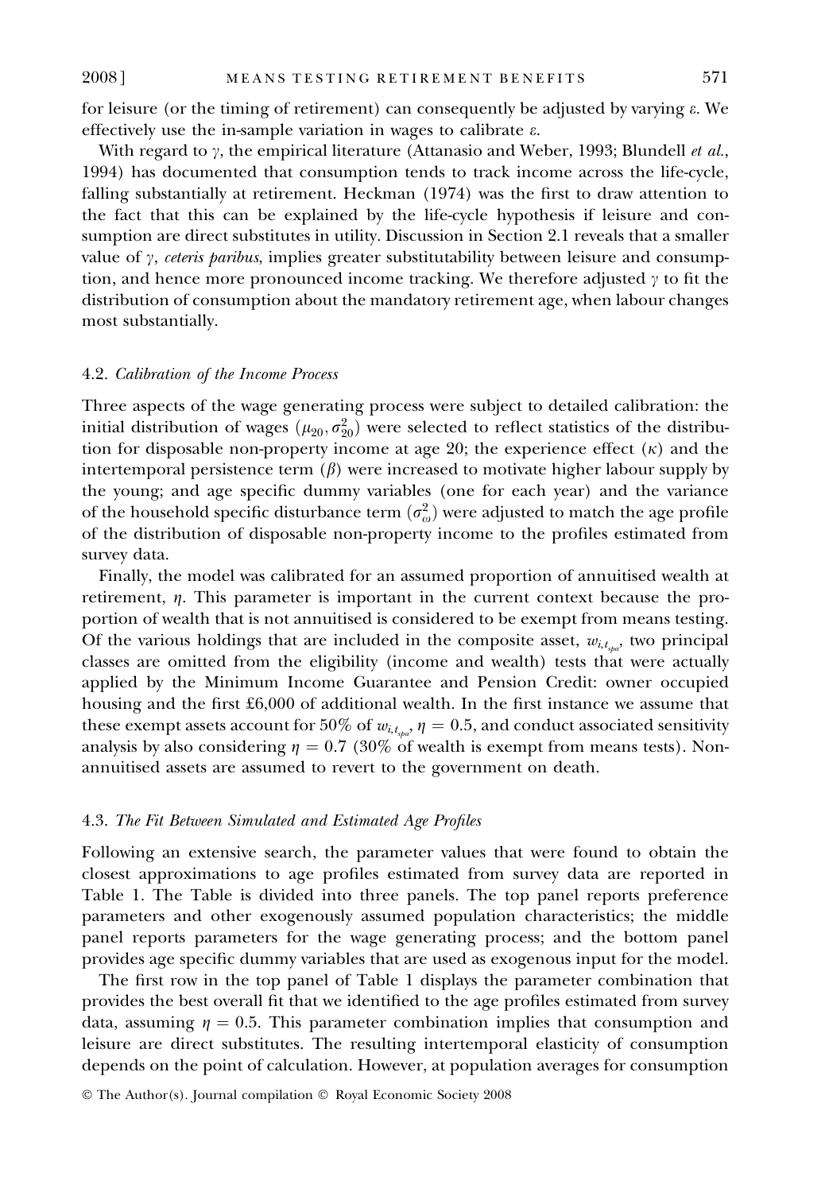for leisure (or the timing of retirement) can consequently be adjusted by varying $\varepsilon$. We effectively use the in-sample variation in wages to calibrate $\varepsilon$.

With regard to $\gamma$, the empirical literature (Attanasio and Weber, 1993; Blundell *et al.*, 1994) has documented that consumption tends to track income across the life-cycle, falling substantially at retirement. Heckman (1974) was the first to draw attention to the fact that this can be explained by the life-cycle hypothesis if leisure and consumption are direct substitutes in utility. Discussion in Section 2.1 reveals that a smaller value of $\gamma$, *ceteris paribus*, implies greater substitutability between leisure and consumption, and hence more pronounced income tracking. We therefore adjusted $\gamma$ to fit the distribution of consumption about the mandatory retirement age, when labour changes most substantially.

### 4.2. *Calibration of the Income Process*

Three aspects of the wage generating process were subject to detailed calibration: the initial distribution of wages $(\mu_{20}, \sigma^2_{20})$ were selected to reflect statistics of the distribution for disposable non-property income at age 20; the experience effect $(\kappa)$ and the intertemporal persistence term $(\beta)$ were increased to motivate higher labour supply by the young; and age specific dummy variables (one for each year) and the variance of the household specific disturbance term $(\sigma^2_\omega)$ were adjusted to match the age profile of the distribution of disposable non-property income to the profiles estimated from survey data.

Finally, the model was calibrated for an assumed proportion of annuitised wealth at retirement, $\eta$. This parameter is important in the current context because the proportion of wealth that is not annuitised is considered to be exempt from means testing. Of the various holdings that are included in the composite asset, $w_{i,t_{spa}}$, two principal classes are omitted from the eligibility (income and wealth) tests that were actually applied by the Minimum Income Guarantee and Pension Credit: owner occupied housing and the first £6,000 of additional wealth. In the first instance we assume that these exempt assets account for 50% of $w_{i,t_{spa}}$, $\eta = 0.5$, and conduct associated sensitivity analysis by also considering $\eta = 0.7$ (30% of wealth is exempt from means tests). Non-annuitised assets are assumed to revert to the government on death.

### 4.3. *The Fit Between Simulated and Estimated Age Profiles*

Following an extensive search, the parameter values that were found to obtain the closest approximations to age profiles estimated from survey data are reported in Table 1. The Table is divided into three panels. The top panel reports preference parameters and other exogenously assumed population characteristics; the middle panel reports parameters for the wage generating process; and the bottom panel provides age specific dummy variables that are used as exogenous input for the model.

The first row in the top panel of Table 1 displays the parameter combination that provides the best overall fit that we identified to the age profiles estimated from survey data, assuming $\eta = 0.5$. This parameter combination implies that consumption and leisure are direct substitutes. The resulting intertemporal elasticity of consumption depends on the point of calculation. However, at population averages for consumption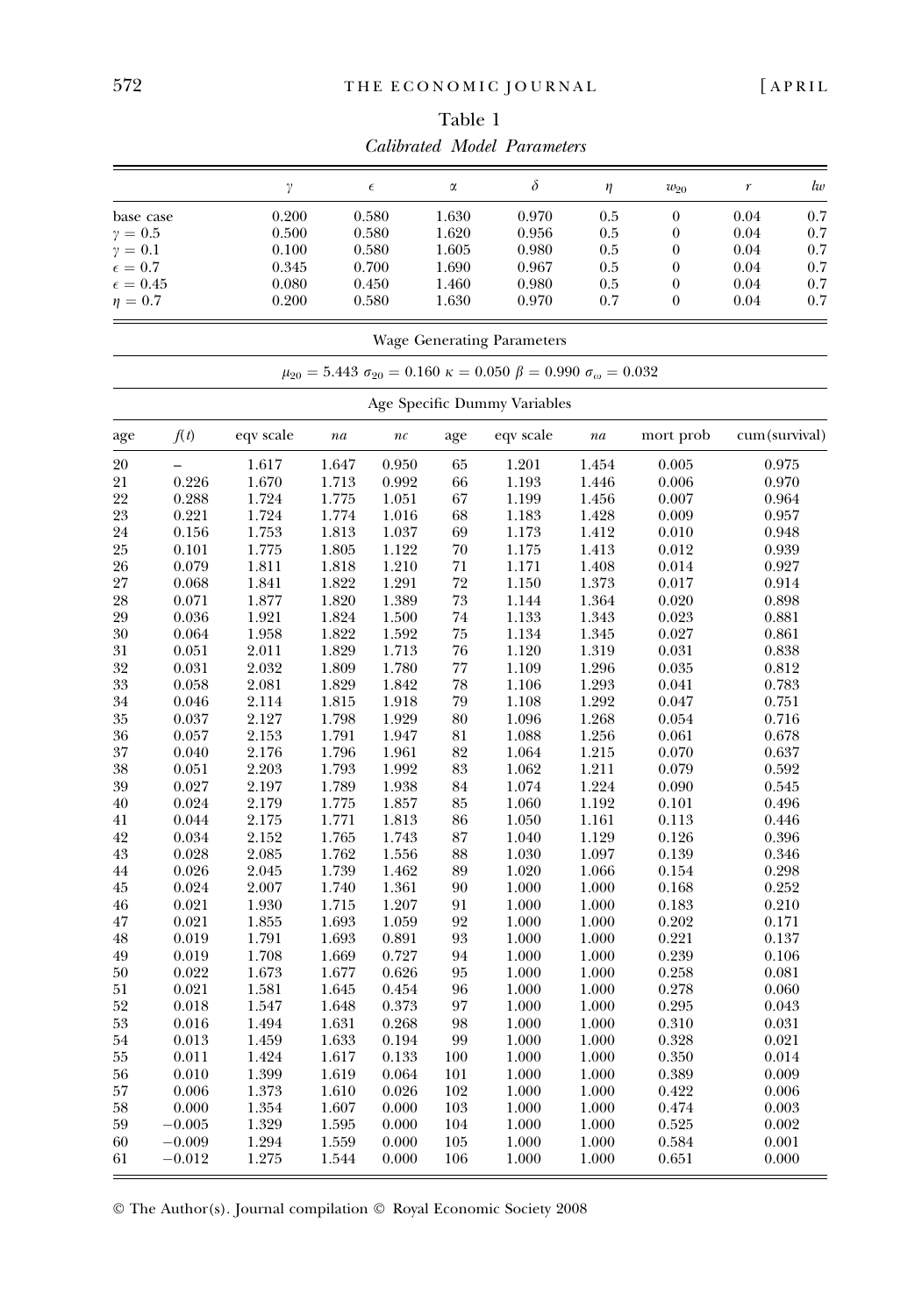Table 1

*Calibrated Model Parameters*

| | $\gamma$ | $\epsilon$ | $\alpha$ | $\delta$ | $\eta$ | $w_{20}$ | $r$ | $lw$ |
|---|---|---|---|---|---|---|---|---|
| base case | 0.200 | 0.580 | 1.630 | 0.970 | 0.5 | 0 | 0.04 | 0.7 |
| $\gamma = 0.5$ | 0.500 | 0.580 | 1.620 | 0.956 | 0.5 | 0 | 0.04 | 0.7 |
| $\gamma = 0.1$ | 0.100 | 0.580 | 1.605 | 0.980 | 0.5 | 0 | 0.04 | 0.7 |
| $\epsilon = 0.7$ | 0.345 | 0.700 | 1.690 | 0.967 | 0.5 | 0 | 0.04 | 0.7 |
| $\epsilon = 0.45$ | 0.080 | 0.450 | 1.460 | 0.980 | 0.5 | 0 | 0.04 | 0.7 |
| $\eta = 0.7$ | 0.200 | 0.580 | 1.630 | 0.970 | 0.7 | 0 | 0.04 | 0.7 |

Wage Generating Parameters

$\mu_{20} = 5.443$ $\sigma_{20} = 0.160$ $\kappa = 0.050$ $\beta = 0.990$ $\sigma_{\omega} = 0.032$

Age Specific Dummy Variables

| age | $f(t)$ | eqv scale | $na$ | $nc$ | age | eqv scale | $na$ | mort prob | cum(survival) |
|---|---|---|---|---|---|---|---|---|---|
| 20 | – | 1.617 | 1.647 | 0.950 | 65 | 1.201 | 1.454 | 0.005 | 0.975 |
| 21 | 0.226 | 1.670 | 1.713 | 0.992 | 66 | 1.193 | 1.446 | 0.006 | 0.970 |
| 22 | 0.288 | 1.724 | 1.775 | 1.051 | 67 | 1.199 | 1.456 | 0.007 | 0.964 |
| 23 | 0.221 | 1.724 | 1.774 | 1.016 | 68 | 1.183 | 1.428 | 0.009 | 0.957 |
| 24 | 0.156 | 1.753 | 1.813 | 1.037 | 69 | 1.173 | 1.412 | 0.010 | 0.948 |
| 25 | 0.101 | 1.775 | 1.805 | 1.122 | 70 | 1.175 | 1.413 | 0.012 | 0.939 |
| 26 | 0.079 | 1.811 | 1.818 | 1.210 | 71 | 1.171 | 1.408 | 0.014 | 0.927 |
| 27 | 0.068 | 1.841 | 1.822 | 1.291 | 72 | 1.150 | 1.373 | 0.017 | 0.914 |
| 28 | 0.071 | 1.877 | 1.820 | 1.389 | 73 | 1.144 | 1.364 | 0.020 | 0.898 |
| 29 | 0.036 | 1.921 | 1.824 | 1.500 | 74 | 1.133 | 1.343 | 0.023 | 0.881 |
| 30 | 0.064 | 1.958 | 1.822 | 1.592 | 75 | 1.134 | 1.345 | 0.027 | 0.861 |
| 31 | 0.051 | 2.011 | 1.829 | 1.713 | 76 | 1.120 | 1.319 | 0.031 | 0.838 |
| 32 | 0.031 | 2.032 | 1.809 | 1.780 | 77 | 1.109 | 1.296 | 0.035 | 0.812 |
| 33 | 0.058 | 2.081 | 1.829 | 1.842 | 78 | 1.106 | 1.293 | 0.041 | 0.783 |
| 34 | 0.046 | 2.114 | 1.815 | 1.918 | 79 | 1.108 | 1.292 | 0.047 | 0.751 |
| 35 | 0.037 | 2.127 | 1.798 | 1.929 | 80 | 1.096 | 1.268 | 0.054 | 0.716 |
| 36 | 0.057 | 2.153 | 1.791 | 1.947 | 81 | 1.088 | 1.256 | 0.061 | 0.678 |
| 37 | 0.040 | 2.176 | 1.796 | 1.961 | 82 | 1.064 | 1.215 | 0.070 | 0.637 |
| 38 | 0.051 | 2.203 | 1.793 | 1.992 | 83 | 1.062 | 1.211 | 0.079 | 0.592 |
| 39 | 0.027 | 2.197 | 1.789 | 1.938 | 84 | 1.074 | 1.224 | 0.090 | 0.545 |
| 40 | 0.024 | 2.179 | 1.775 | 1.857 | 85 | 1.060 | 1.192 | 0.101 | 0.496 |
| 41 | 0.044 | 2.175 | 1.771 | 1.813 | 86 | 1.050 | 1.161 | 0.113 | 0.446 |
| 42 | 0.034 | 2.152 | 1.765 | 1.743 | 87 | 1.040 | 1.129 | 0.126 | 0.396 |
| 43 | 0.028 | 2.085 | 1.762 | 1.556 | 88 | 1.030 | 1.097 | 0.139 | 0.346 |
| 44 | 0.026 | 2.045 | 1.739 | 1.462 | 89 | 1.020 | 1.066 | 0.154 | 0.298 |
| 45 | 0.024 | 2.007 | 1.740 | 1.361 | 90 | 1.000 | 1.000 | 0.168 | 0.252 |
| 46 | 0.021 | 1.930 | 1.715 | 1.207 | 91 | 1.000 | 1.000 | 0.183 | 0.210 |
| 47 | 0.021 | 1.855 | 1.693 | 1.059 | 92 | 1.000 | 1.000 | 0.202 | 0.171 |
| 48 | 0.019 | 1.791 | 1.693 | 0.891 | 93 | 1.000 | 1.000 | 0.221 | 0.137 |
| 49 | 0.019 | 1.708 | 1.669 | 0.727 | 94 | 1.000 | 1.000 | 0.239 | 0.106 |
| 50 | 0.022 | 1.673 | 1.677 | 0.626 | 95 | 1.000 | 1.000 | 0.258 | 0.081 |
| 51 | 0.021 | 1.581 | 1.645 | 0.454 | 96 | 1.000 | 1.000 | 0.278 | 0.060 |
| 52 | 0.018 | 1.547 | 1.648 | 0.373 | 97 | 1.000 | 1.000 | 0.295 | 0.043 |
| 53 | 0.016 | 1.494 | 1.631 | 0.268 | 98 | 1.000 | 1.000 | 0.310 | 0.031 |
| 54 | 0.013 | 1.459 | 1.633 | 0.194 | 99 | 1.000 | 1.000 | 0.328 | 0.021 |
| 55 | 0.011 | 1.424 | 1.617 | 0.133 | 100 | 1.000 | 1.000 | 0.350 | 0.014 |
| 56 | 0.010 | 1.399 | 1.619 | 0.064 | 101 | 1.000 | 1.000 | 0.389 | 0.009 |
| 57 | 0.006 | 1.373 | 1.610 | 0.026 | 102 | 1.000 | 1.000 | 0.422 | 0.006 |
| 58 | 0.000 | 1.354 | 1.607 | 0.000 | 103 | 1.000 | 1.000 | 0.474 | 0.003 |
| 59 | −0.005 | 1.329 | 1.595 | 0.000 | 104 | 1.000 | 1.000 | 0.525 | 0.002 |
| 60 | −0.009 | 1.294 | 1.559 | 0.000 | 105 | 1.000 | 1.000 | 0.584 | 0.001 |
| 61 | −0.012 | 1.275 | 1.544 | 0.000 | 106 | 1.000 | 1.000 | 0.651 | 0.000 |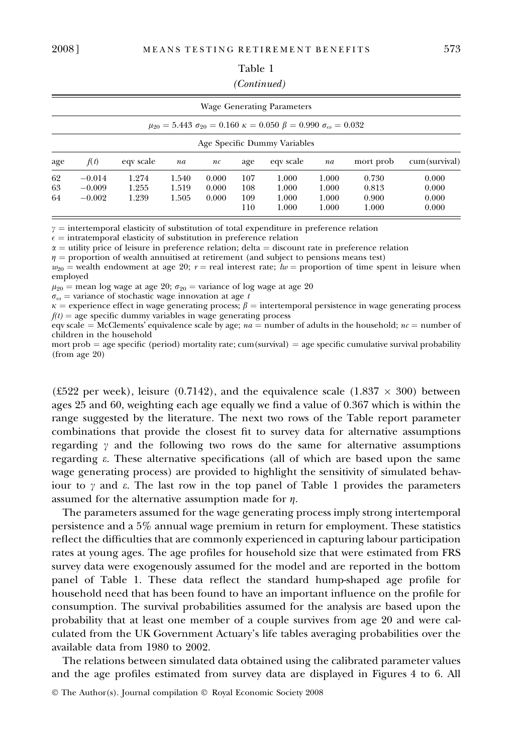Table 1

*(Continued)*

| Wage Generating Parameters | | | | | | | | | |
|---|---|---|---|---|---|---|---|---|---|
| $\mu_{20} = 5.443$ $\sigma_{20} = 0.160$ $\kappa = 0.050$ $\beta = 0.990$ $\sigma_{\omega} = 0.032$ | | | | | | | | | |
| Age Specific Dummy Variables | | | | | | | | | |
| age | $f(t)$ | eqv scale | *na* | *nc* | age | eqv scale | *na* | mort prob | cum(survival) |
| 62 | −0.014 | 1.274 | 1.540 | 0.000 | 107 | 1.000 | 1.000 | 0.730 | 0.000 |
| 63 | −0.009 | 1.255 | 1.519 | 0.000 | 108 | 1.000 | 1.000 | 0.813 | 0.000 |
| 64 | −0.002 | 1.239 | 1.505 | 0.000 | 109 | 1.000 | 1.000 | 0.900 | 0.000 |
| | | | | | 110 | 1.000 | 1.000 | 1.000 | 0.000 |

$\gamma$ = intertemporal elasticity of substitution of total expenditure in preference relation
$\epsilon$ = intratemporal elasticity of substitution in preference relation
$\alpha$ = utility price of leisure in preference relation; delta = discount rate in preference relation
$\eta$ = proportion of wealth annuitised at retirement (and subject to pensions means test)
$w_{20}$ = wealth endowment at age 20; $r$ = real interest rate; $lw$ = proportion of time spent in leisure when employed
$\mu_{20}$ = mean log wage at age 20; $\sigma_{20}$ = variance of log wage at age 20
$\sigma_{\omega}$ = variance of stochastic wage innovation at age $t$
$\kappa$ = experience effect in wage generating process; $\beta$ = intertemporal persistence in wage generating process
$f(t)$ = age specific dummy variables in wage generating process
eqv scale = McClements' equivalence scale by age; *na* = number of adults in the household; *nc* = number of children in the household
mort prob = age specific (period) mortality rate; cum(survival) = age specific cumulative survival probability (from age 20)

(£522 per week), leisure (0.7142), and the equivalence scale ($1.837 \times 300$) between ages 25 and 60, weighting each age equally we find a value of 0.367 which is within the range suggested by the literature. The next two rows of the Table report parameter combinations that provide the closest fit to survey data for alternative assumptions regarding $\gamma$ and the following two rows do the same for alternative assumptions regarding $\varepsilon$. These alternative specifications (all of which are based upon the same wage generating process) are provided to highlight the sensitivity of simulated behaviour to $\gamma$ and $\varepsilon$. The last row in the top panel of Table 1 provides the parameters assumed for the alternative assumption made for $\eta$.

The parameters assumed for the wage generating process imply strong intertemporal persistence and a 5% annual wage premium in return for employment. These statistics reflect the difficulties that are commonly experienced in capturing labour participation rates at young ages. The age profiles for household size that were estimated from FRS survey data were exogenously assumed for the model and are reported in the bottom panel of Table 1. These data reflect the standard hump-shaped age profile for household need that has been found to have an important influence on the profile for consumption. The survival probabilities assumed for the analysis are based upon the probability that at least one member of a couple survives from age 20 and were calculated from the UK Government Actuary's life tables averaging probabilities over the available data from 1980 to 2002.

The relations between simulated data obtained using the calibrated parameter values and the age profiles estimated from survey data are displayed in Figures 4 to 6. All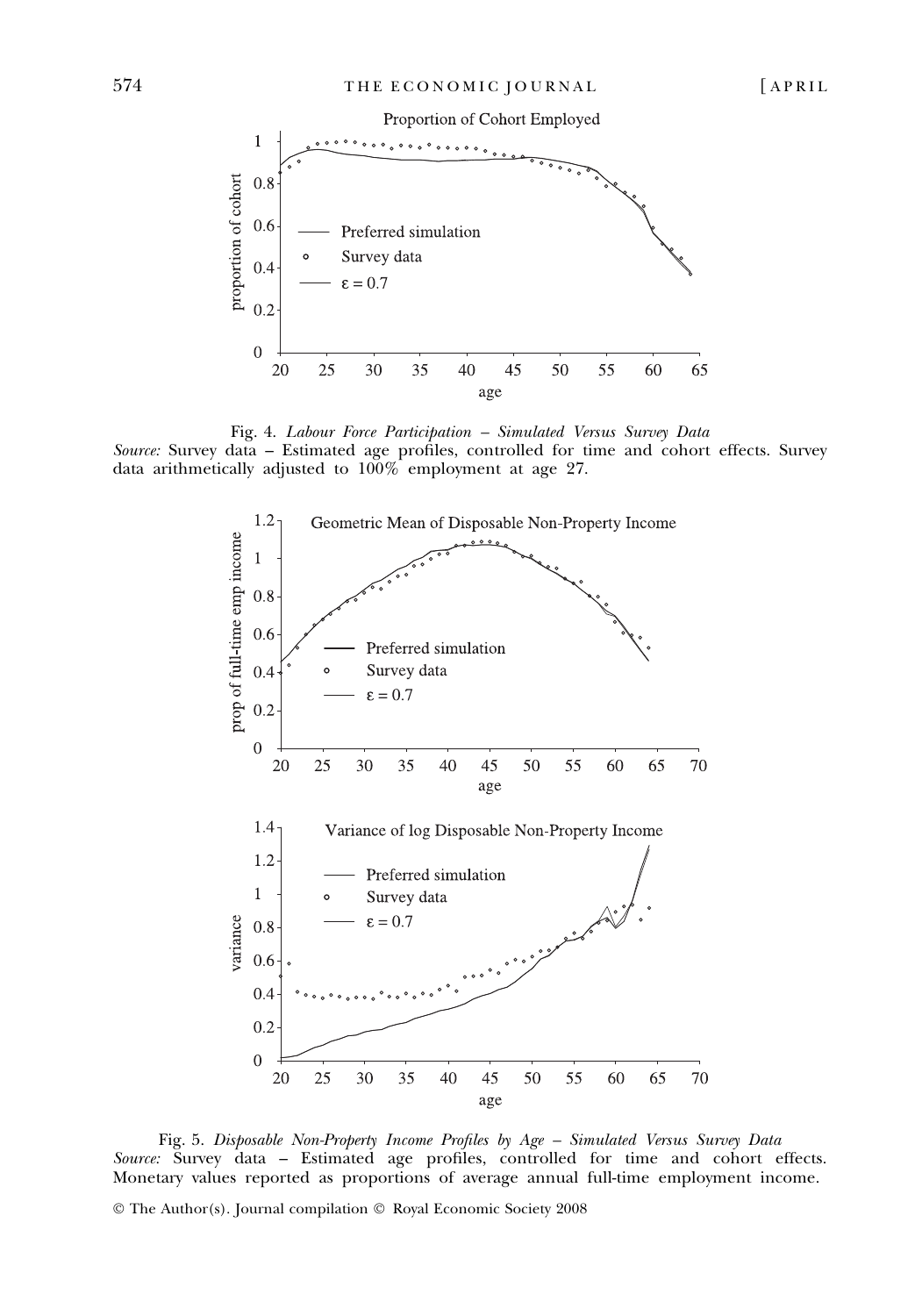Proportion of Cohort Employed

proportion of cohort

1

0.8

0.6

0.4

0.2

0

20 25 30 35 40 45 50 55 60 65

age

Preferred simulation

Survey data

$\varepsilon = 0.7$

Fig. 4. *Labour Force Participation – Simulated Versus Survey Data*
*Source:* Survey data – Estimated age profiles, controlled for time and cohort effects. Survey data arithmetically adjusted to 100% employment at age 27.

Geometric Mean of Disposable Non-Property Income

prop of full-time emp income

1.2

1

0.8

0.6

0.4

0.2

0

20 25 30 35 40 45 50 55 60 65 70

age

Preferred simulation

Survey data

$\varepsilon = 0.7$

Variance of log Disposable Non-Property Income

variance

1.4

1.2

1

0.8

0.6

0.4

0.2

0

20 25 30 35 40 45 50 55 60 65 70

age

Preferred simulation

Survey data

$\varepsilon = 0.7$

Fig. 5. *Disposable Non-Property Income Profiles by Age – Simulated Versus Survey Data*
*Source:* Survey data – Estimated age profiles, controlled for time and cohort effects. Monetary values reported as proportions of average annual full-time employment income.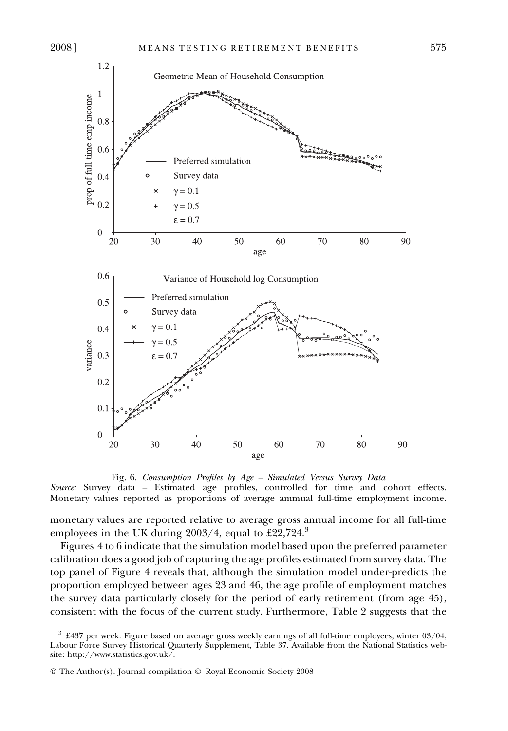Geometric Mean of Household Consumption

prop of full time emp income

1.2
1
0.8
0.6
0.4
0.2
0

20 30 40 50 60 70 80 90

age

Preferred simulation
Survey data
$\gamma = 0.1$
$\gamma = 0.5$
$\varepsilon = 0.7$

Variance of Household log Consumption

variance

0.6
0.5
0.4
0.3
0.2
0.1
0

20 30 40 50 60 70 80 90

age

Preferred simulation
Survey data
$\gamma = 0.1$
$\gamma = 0.5$
$\varepsilon = 0.7$

Fig. 6. *Consumption Profiles by Age – Simulated Versus Survey Data*

*Source:* Survey data – Estimated age profiles, controlled for time and cohort effects. Monetary values reported as proportions of average ammual full-time employment income.

monetary values are reported relative to average gross annual income for all full-time employees in the UK during 2003/4, equal to £22,724.[3]

Figures 4 to 6 indicate that the simulation model based upon the preferred parameter calibration does a good job of capturing the age profiles estimated from survey data. The top panel of Figure 4 reveals that, although the simulation model under-predicts the proportion employed between ages 23 and 46, the age profile of employment matches the survey data particularly closely for the period of early retirement (from age 45), consistent with the focus of the current study. Furthermore, Table 2 suggests that the

[3] £437 per week. Figure based on average gross weekly earnings of all full-time employees, winter 03/04, Labour Force Survey Historical Quarterly Supplement, Table 37. Available from the National Statistics website: http://www.statistics.gov.uk/.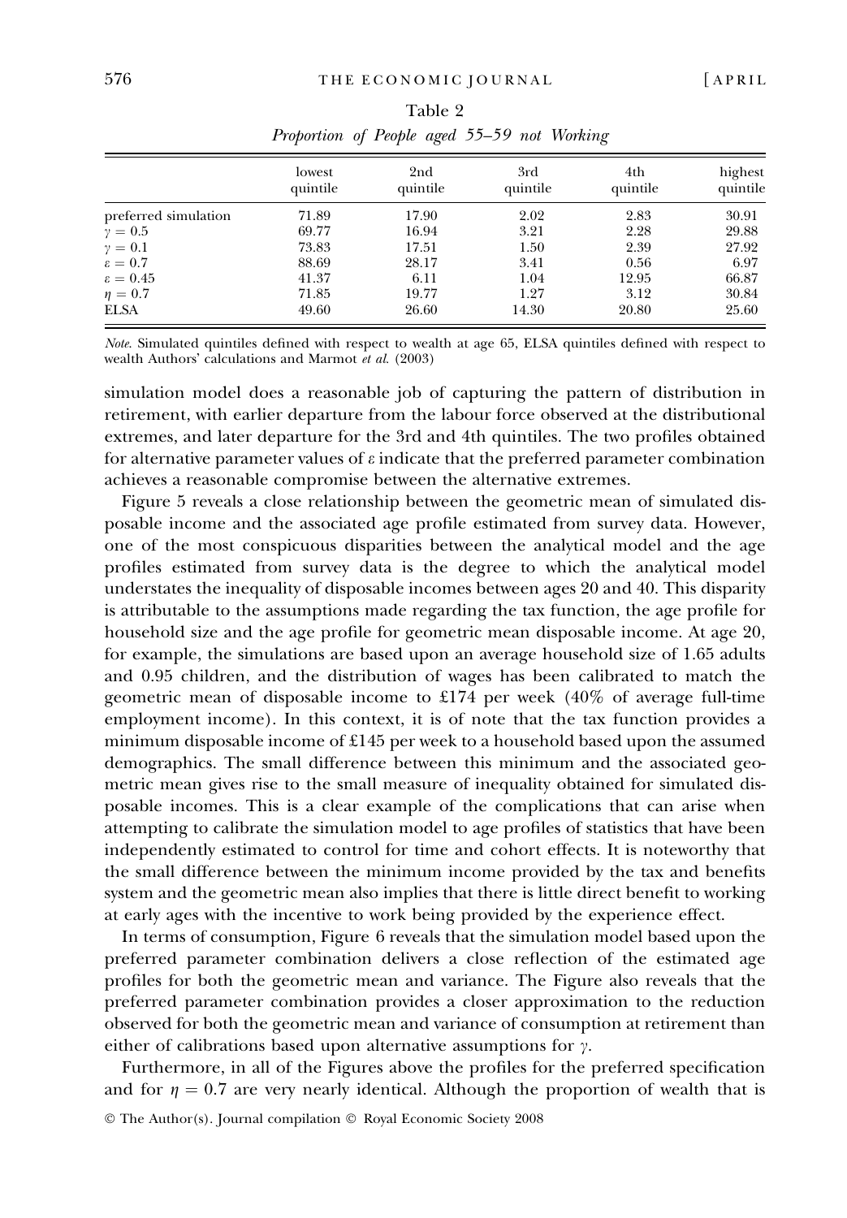Table 2

*Proportion of People aged 55–59 not Working*

| | lowest quintile | 2nd quintile | 3rd quintile | 4th quintile | highest quintile |
|---|---|---|---|---|---|
| preferred simulation | 71.89 | 17.90 | 2.02 | 2.83 | 30.91 |
| $\gamma = 0.5$ | 69.77 | 16.94 | 3.21 | 2.28 | 29.88 |
| $\gamma = 0.1$ | 73.83 | 17.51 | 1.50 | 2.39 | 27.92 |
| $\varepsilon = 0.7$ | 88.69 | 28.17 | 3.41 | 0.56 | 6.97 |
| $\varepsilon = 0.45$ | 41.37 | 6.11 | 1.04 | 12.95 | 66.87 |
| $\eta = 0.7$ | 71.85 | 19.77 | 1.27 | 3.12 | 30.84 |
| ELSA | 49.60 | 26.60 | 14.30 | 20.80 | 25.60 |

*Note*. Simulated quintiles defined with respect to wealth at age 65, ELSA quintiles defined with respect to wealth Authors' calculations and Marmot *et al.* (2003)

simulation model does a reasonable job of capturing the pattern of distribution in retirement, with earlier departure from the labour force observed at the distributional extremes, and later departure for the 3rd and 4th quintiles. The two profiles obtained for alternative parameter values of $\varepsilon$ indicate that the preferred parameter combination achieves a reasonable compromise between the alternative extremes.

Figure 5 reveals a close relationship between the geometric mean of simulated disposable income and the associated age profile estimated from survey data. However, one of the most conspicuous disparities between the analytical model and the age profiles estimated from survey data is the degree to which the analytical model understates the inequality of disposable incomes between ages 20 and 40. This disparity is attributable to the assumptions made regarding the tax function, the age profile for household size and the age profile for geometric mean disposable income. At age 20, for example, the simulations are based upon an average household size of 1.65 adults and 0.95 children, and the distribution of wages has been calibrated to match the geometric mean of disposable income to £174 per week (40% of average full-time employment income). In this context, it is of note that the tax function provides a minimum disposable income of £145 per week to a household based upon the assumed demographics. The small difference between this minimum and the associated geometric mean gives rise to the small measure of inequality obtained for simulated disposable incomes. This is a clear example of the complications that can arise when attempting to calibrate the simulation model to age profiles of statistics that have been independently estimated to control for time and cohort effects. It is noteworthy that the small difference between the minimum income provided by the tax and benefits system and the geometric mean also implies that there is little direct benefit to working at early ages with the incentive to work being provided by the experience effect.

In terms of consumption, Figure 6 reveals that the simulation model based upon the preferred parameter combination delivers a close reflection of the estimated age profiles for both the geometric mean and variance. The Figure also reveals that the preferred parameter combination provides a closer approximation to the reduction observed for both the geometric mean and variance of consumption at retirement than either of calibrations based upon alternative assumptions for $\gamma$.

Furthermore, in all of the Figures above the profiles for the preferred specification and for $\eta = 0.7$ are very nearly identical. Although the proportion of wealth that is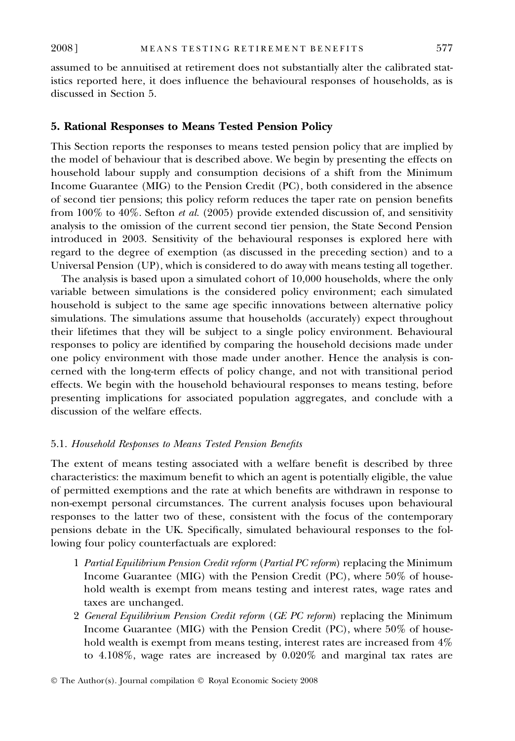assumed to be annuitised at retirement does not substantially alter the calibrated statistics reported here, it does influence the behavioural responses of households, as is discussed in Section 5.

## 5. Rational Responses to Means Tested Pension Policy

This Section reports the responses to means tested pension policy that are implied by the model of behaviour that is described above. We begin by presenting the effects on household labour supply and consumption decisions of a shift from the Minimum Income Guarantee (MIG) to the Pension Credit (PC), both considered in the absence of second tier pensions; this policy reform reduces the taper rate on pension benefits from 100% to 40%. Sefton *et al.* (2005) provide extended discussion of, and sensitivity analysis to the omission of the current second tier pension, the State Second Pension introduced in 2003. Sensitivity of the behavioural responses is explored here with regard to the degree of exemption (as discussed in the preceding section) and to a Universal Pension (UP), which is considered to do away with means testing all together.

The analysis is based upon a simulated cohort of 10,000 households, where the only variable between simulations is the considered policy environment; each simulated household is subject to the same age specific innovations between alternative policy simulations. The simulations assume that households (accurately) expect throughout their lifetimes that they will be subject to a single policy environment. Behavioural responses to policy are identified by comparing the household decisions made under one policy environment with those made under another. Hence the analysis is concerned with the long-term effects of policy change, and not with transitional period effects. We begin with the household behavioural responses to means testing, before presenting implications for associated population aggregates, and conclude with a discussion of the welfare effects.

### 5.1. *Household Responses to Means Tested Pension Benefits*

The extent of means testing associated with a welfare benefit is described by three characteristics: the maximum benefit to which an agent is potentially eligible, the value of permitted exemptions and the rate at which benefits are withdrawn in response to non-exempt personal circumstances. The current analysis focuses upon behavioural responses to the latter two of these, consistent with the focus of the contemporary pensions debate in the UK. Specifically, simulated behavioural responses to the following four policy counterfactuals are explored:

1. *Partial Equilibrium Pension Credit reform* (*Partial PC reform*) replacing the Minimum Income Guarantee (MIG) with the Pension Credit (PC), where 50% of household wealth is exempt from means testing and interest rates, wage rates and taxes are unchanged.
2. *General Equilibrium Pension Credit reform* (*GE PC reform*) replacing the Minimum Income Guarantee (MIG) with the Pension Credit (PC), where 50% of household wealth is exempt from means testing, interest rates are increased from 4% to 4.108%, wage rates are increased by 0.020% and marginal tax rates are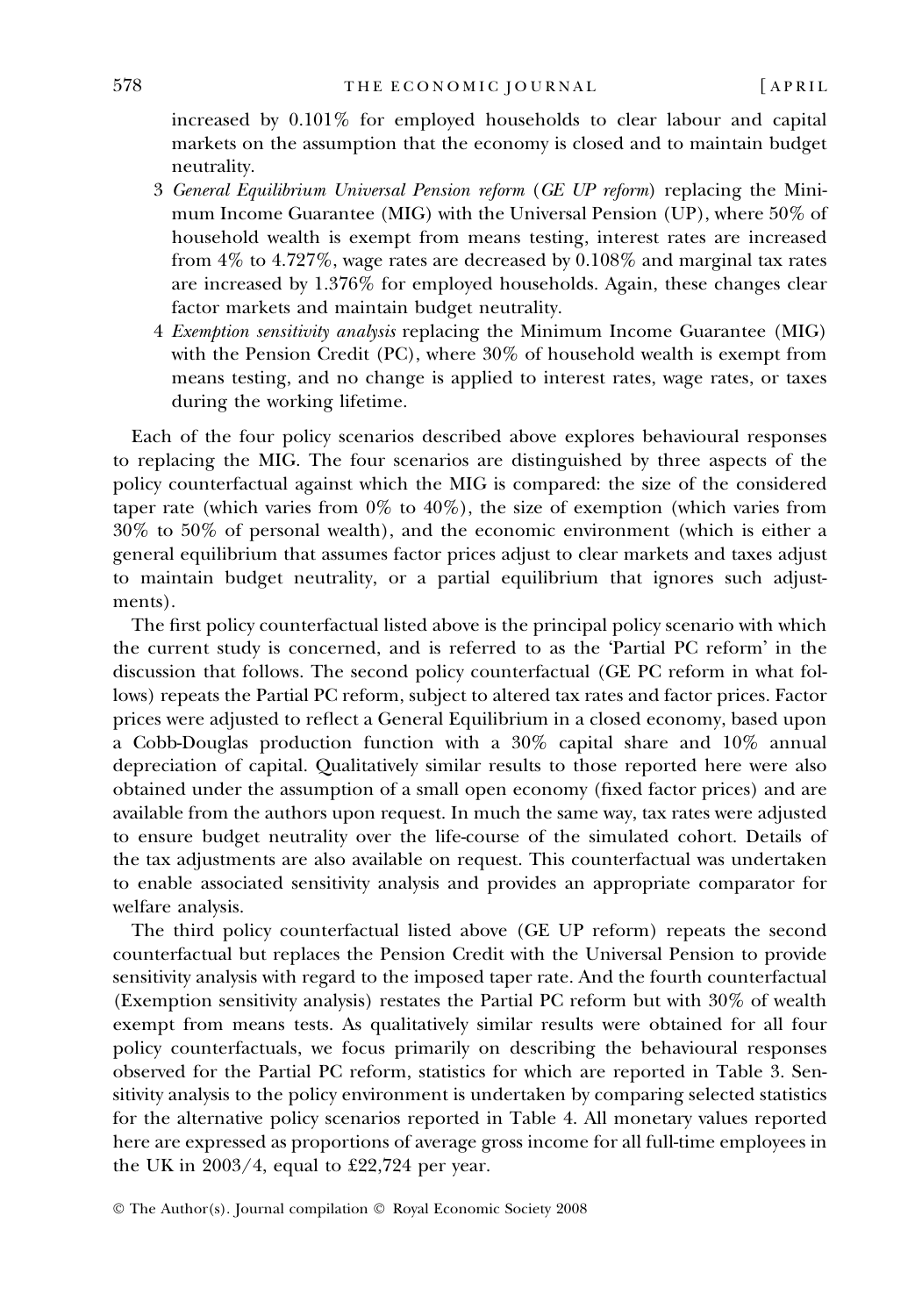increased by 0.101% for employed households to clear labour and capital markets on the assumption that the economy is closed and to maintain budget neutrality.

3. *General Equilibrium Universal Pension reform* (*GE UP reform*) replacing the Minimum Income Guarantee (MIG) with the Universal Pension (UP), where 50% of household wealth is exempt from means testing, interest rates are increased from 4% to 4.727%, wage rates are decreased by 0.108% and marginal tax rates are increased by 1.376% for employed households. Again, these changes clear factor markets and maintain budget neutrality.
4. *Exemption sensitivity analysis* replacing the Minimum Income Guarantee (MIG) with the Pension Credit (PC), where 30% of household wealth is exempt from means testing, and no change is applied to interest rates, wage rates, or taxes during the working lifetime.

Each of the four policy scenarios described above explores behavioural responses to replacing the MIG. The four scenarios are distinguished by three aspects of the policy counterfactual against which the MIG is compared: the size of the considered taper rate (which varies from 0% to 40%), the size of exemption (which varies from 30% to 50% of personal wealth), and the economic environment (which is either a general equilibrium that assumes factor prices adjust to clear markets and taxes adjust to maintain budget neutrality, or a partial equilibrium that ignores such adjustments).

The first policy counterfactual listed above is the principal policy scenario with which the current study is concerned, and is referred to as the 'Partial PC reform' in the discussion that follows. The second policy counterfactual (GE PC reform in what follows) repeats the Partial PC reform, subject to altered tax rates and factor prices. Factor prices were adjusted to reflect a General Equilibrium in a closed economy, based upon a Cobb-Douglas production function with a 30% capital share and 10% annual depreciation of capital. Qualitatively similar results to those reported here were also obtained under the assumption of a small open economy (fixed factor prices) and are available from the authors upon request. In much the same way, tax rates were adjusted to ensure budget neutrality over the life-course of the simulated cohort. Details of the tax adjustments are also available on request. This counterfactual was undertaken to enable associated sensitivity analysis and provides an appropriate comparator for welfare analysis.

The third policy counterfactual listed above (GE UP reform) repeats the second counterfactual but replaces the Pension Credit with the Universal Pension to provide sensitivity analysis with regard to the imposed taper rate. And the fourth counterfactual (Exemption sensitivity analysis) restates the Partial PC reform but with 30% of wealth exempt from means tests. As qualitatively similar results were obtained for all four policy counterfactuals, we focus primarily on describing the behavioural responses observed for the Partial PC reform, statistics for which are reported in Table 3. Sensitivity analysis to the policy environment is undertaken by comparing selected statistics for the alternative policy scenarios reported in Table 4. All monetary values reported here are expressed as proportions of average gross income for all full-time employees in the UK in 2003/4, equal to £22,724 per year.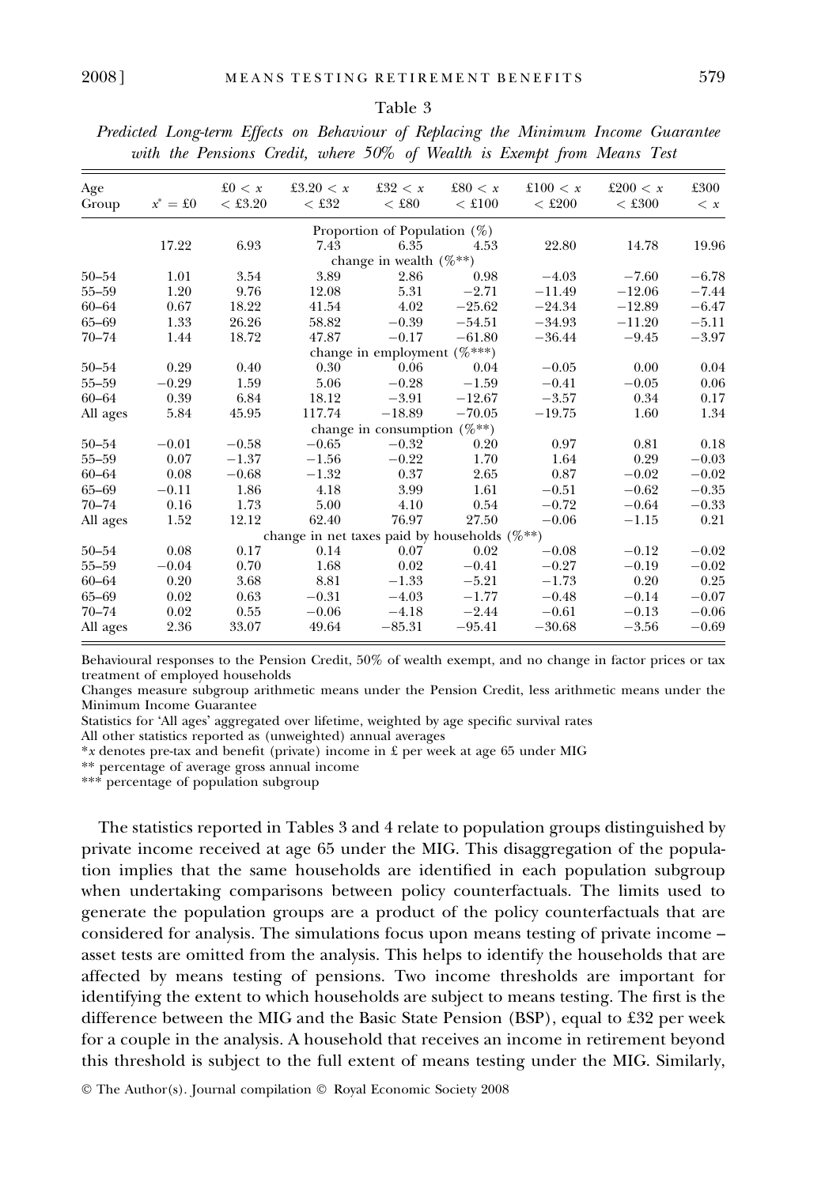Table 3

*Predicted Long-term Effects on Behaviour of Replacing the Minimum Income Guarantee with the Pensions Credit, where 50% of Wealth is Exempt from Means Test*

| Age Group | $x^* = £0$ | $£0 < x < £3.20$ | $£3.20 < x < £32$ | $£32 < x < £80$ | $£80 < x < £100$ | $£100 < x < £200$ | $£200 < x < £300$ | $£300 < x$ |
|---|---|---|---|---|---|---|---|---|
| | | | | Proportion of Population (%) | | | | |
| | 17.22 | 6.93 | 7.43 | 6.35 | 4.53 | 22.80 | 14.78 | 19.96 |
| | | | | change in wealth (%**) | | | | |
| 50–54 | 1.01 | 3.54 | 3.89 | 2.86 | 0.98 | −4.03 | −7.60 | −6.78 |
| 55–59 | 1.20 | 9.76 | 12.08 | 5.31 | −2.71 | −11.49 | −12.06 | −7.44 |
| 60–64 | 0.67 | 18.22 | 41.54 | 4.02 | −25.62 | −24.34 | −12.89 | −6.47 |
| 65–69 | 1.33 | 26.26 | 58.82 | −0.39 | −54.51 | −34.93 | −11.20 | −5.11 |
| 70–74 | 1.44 | 18.72 | 47.87 | −0.17 | −61.80 | −36.44 | −9.45 | −3.97 |
| | | | | change in employment (%***) | | | | |
| 50–54 | 0.29 | 0.40 | 0.30 | 0.06 | 0.04 | −0.05 | 0.00 | 0.04 |
| 55–59 | −0.29 | 1.59 | 5.06 | −0.28 | −1.59 | −0.41 | −0.05 | 0.06 |
| 60–64 | 0.39 | 6.84 | 18.12 | −3.91 | −12.67 | −3.57 | 0.34 | 0.17 |
| All ages | 5.84 | 45.95 | 117.74 | −18.89 | −70.05 | −19.75 | 1.60 | 1.34 |
| | | | | change in consumption (%**) | | | | |
| 50–54 | −0.01 | −0.58 | −0.65 | −0.32 | 0.20 | 0.97 | 0.81 | 0.18 |
| 55–59 | 0.07 | −1.37 | −1.56 | −0.22 | 1.70 | 1.64 | 0.29 | −0.03 |
| 60–64 | 0.08 | −0.68 | −1.32 | 0.37 | 2.65 | 0.87 | −0.02 | −0.02 |
| 65–69 | −0.11 | 1.86 | 4.18 | 3.99 | 1.61 | −0.51 | −0.62 | −0.35 |
| 70–74 | 0.16 | 1.73 | 5.00 | 4.10 | 0.54 | −0.72 | −0.64 | −0.33 |
| All ages | 1.52 | 12.12 | 62.40 | 76.97 | 27.50 | −0.06 | −1.15 | 0.21 |
| | | | change in net taxes paid by households (%**) | | | | | |
| 50–54 | 0.08 | 0.17 | 0.14 | 0.07 | 0.02 | −0.08 | −0.12 | −0.02 |
| 55–59 | −0.04 | 0.70 | 1.68 | 0.02 | −0.41 | −0.27 | −0.19 | −0.02 |
| 60–64 | 0.20 | 3.68 | 8.81 | −1.33 | −5.21 | −1.73 | 0.20 | 0.25 |
| 65–69 | 0.02 | 0.63 | −0.31 | −4.03 | −1.77 | −0.48 | −0.14 | −0.07 |
| 70–74 | 0.02 | 0.55 | −0.06 | −4.18 | −2.44 | −0.61 | −0.13 | −0.06 |
| All ages | 2.36 | 33.07 | 49.64 | −85.31 | −95.41 | −30.68 | −3.56 | −0.69 |

Behavioural responses to the Pension Credit, 50% of wealth exempt, and no change in factor prices or tax treatment of employed households

Changes measure subgroup arithmetic means under the Pension Credit, less arithmetic means under the Minimum Income Guarantee

Statistics for 'All ages' aggregated over lifetime, weighted by age specific survival rates

All other statistics reported as (unweighted) annual averages

*$x$ denotes pre-tax and benefit (private) income in £ per week at age 65 under MIG

** percentage of average gross annual income

*** percentage of population subgroup

The statistics reported in Tables 3 and 4 relate to population groups distinguished by private income received at age 65 under the MIG. This disaggregation of the population implies that the same households are identified in each population subgroup when undertaking comparisons between policy counterfactuals. The limits used to generate the population groups are a product of the policy counterfactuals that are considered for analysis. The simulations focus upon means testing of private income – asset tests are omitted from the analysis. This helps to identify the households that are affected by means testing of pensions. Two income thresholds are important for identifying the extent to which households are subject to means testing. The first is the difference between the MIG and the Basic State Pension (BSP), equal to £32 per week for a couple in the analysis. A household that receives an income in retirement beyond this threshold is subject to the full extent of means testing under the MIG. Similarly,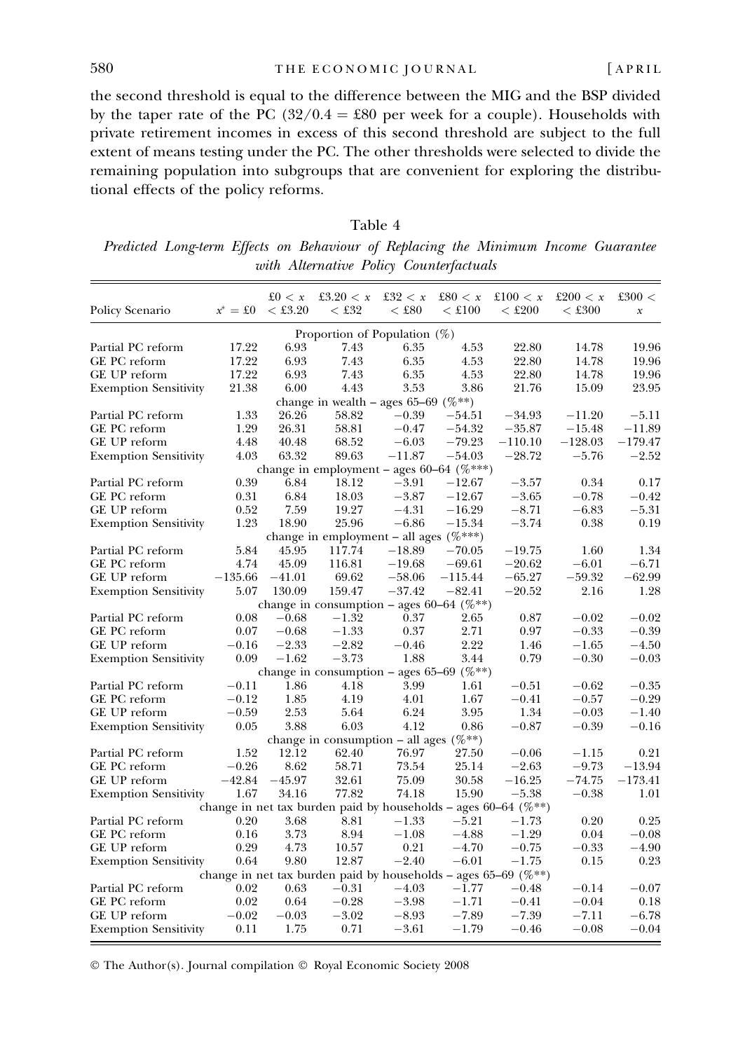the second threshold is equal to the difference between the MIG and the BSP divided by the taper rate of the PC ($32/0.4 = £80$ per week for a couple). Households with private retirement incomes in excess of this second threshold are subject to the full extent of means testing under the PC. The other thresholds were selected to divide the remaining population into subgroups that are convenient for exploring the distributional effects of the policy reforms.

Table 4

*Predicted Long-term Effects on Behaviour of Replacing the Minimum Income Guarantee with Alternative Policy Counterfactuals*

| Policy Scenario | $x^* = £0$ | $£0 < x < £3.20$ | $£3.20 < x < £32$ | $£32 < x < £80$ | $£80 < x < £100$ | $£100 < x < £200$ | $£200 < x < £300$ | $£300 < x$ |
|---|---|---|---|---|---|---|---|---|
| **Proportion of Population (%)** | | | | | | | | |
| Partial PC reform | 17.22 | 6.93 | 7.43 | 6.35 | 4.53 | 22.80 | 14.78 | 19.96 |
| GE PC reform | 17.22 | 6.93 | 7.43 | 6.35 | 4.53 | 22.80 | 14.78 | 19.96 |
| GE UP reform | 17.22 | 6.93 | 7.43 | 6.35 | 4.53 | 22.80 | 14.78 | 19.96 |
| Exemption Sensitivity | 21.38 | 6.00 | 4.43 | 3.53 | 3.86 | 21.76 | 15.09 | 23.95 |
| **change in wealth – ages 65–69 (%\*\*)** | | | | | | | | |
| Partial PC reform | 1.33 | 26.26 | 58.82 | −0.39 | −54.51 | −34.93 | −11.20 | −5.11 |
| GE PC reform | 1.29 | 26.31 | 58.81 | −0.47 | −54.32 | −35.87 | −15.48 | −11.89 |
| GE UP reform | 4.48 | 40.48 | 68.52 | −6.03 | −79.23 | −110.10 | −128.03 | −179.47 |
| Exemption Sensitivity | 4.03 | 63.32 | 89.63 | −11.87 | −54.03 | −28.72 | −5.76 | −2.52 |
| **change in employment – ages 60–64 (%\*\*\*)** | | | | | | | | |
| Partial PC reform | 0.39 | 6.84 | 18.12 | −3.91 | −12.67 | −3.57 | 0.34 | 0.17 |
| GE PC reform | 0.31 | 6.84 | 18.03 | −3.87 | −12.67 | −3.65 | −0.78 | −0.42 |
| GE UP reform | 0.52 | 7.59 | 19.27 | −4.31 | −16.29 | −8.71 | −6.83 | −5.31 |
| Exemption Sensitivity | 1.23 | 18.90 | 25.96 | −6.86 | −15.34 | −3.74 | 0.38 | 0.19 |
| **change in employment – all ages (%\*\*\*)** | | | | | | | | |
| Partial PC reform | 5.84 | 45.95 | 117.74 | −18.89 | −70.05 | −19.75 | 1.60 | 1.34 |
| GE PC reform | 4.74 | 45.09 | 116.81 | −19.68 | −69.61 | −20.62 | −6.01 | −6.71 |
| GE UP reform | −135.66 | −41.01 | 69.62 | −58.06 | −115.44 | −65.27 | −59.32 | −62.99 |
| Exemption Sensitivity | 5.07 | 130.09 | 159.47 | −37.42 | −82.41 | −20.52 | 2.16 | 1.28 |
| **change in consumption – ages 60–64 (%\*\*)** | | | | | | | | |
| Partial PC reform | 0.08 | −0.68 | −1.32 | 0.37 | 2.65 | 0.87 | −0.02 | −0.02 |
| GE PC reform | 0.07 | −0.68 | −1.33 | 0.37 | 2.71 | 0.97 | −0.33 | −0.39 |
| GE UP reform | −0.16 | −2.33 | −2.82 | −0.46 | 2.22 | 1.46 | −1.65 | −4.50 |
| Exemption Sensitivity | 0.09 | −1.62 | −3.73 | 1.88 | 3.44 | 0.79 | −0.30 | −0.03 |
| **change in consumption – ages 65–69 (%\*\*)** | | | | | | | | |
| Partial PC reform | −0.11 | 1.86 | 4.18 | 3.99 | 1.61 | −0.51 | −0.62 | −0.35 |
| GE PC reform | −0.12 | 1.85 | 4.19 | 4.01 | 1.67 | −0.41 | −0.57 | −0.29 |
| GE UP reform | −0.59 | 2.53 | 5.64 | 6.24 | 3.95 | 1.34 | −0.03 | −1.40 |
| Exemption Sensitivity | 0.05 | 3.88 | 6.03 | 4.12 | 0.86 | −0.87 | −0.39 | −0.16 |
| **change in consumption – all ages (%\*\*)** | | | | | | | | |
| Partial PC reform | 1.52 | 12.12 | 62.40 | 76.97 | 27.50 | −0.06 | −1.15 | 0.21 |
| GE PC reform | −0.26 | 8.62 | 58.71 | 73.54 | 25.14 | −2.63 | −9.73 | −13.94 |
| GE UP reform | −42.84 | −45.97 | 32.61 | 75.09 | 30.58 | −16.25 | −74.75 | −173.41 |
| Exemption Sensitivity | 1.67 | 34.16 | 77.82 | 74.18 | 15.90 | −5.38 | −0.38 | 1.01 |
| **change in net tax burden paid by households – ages 60–64 (%\*\*)** | | | | | | | | |
| Partial PC reform | 0.20 | 3.68 | 8.81 | −1.33 | −5.21 | −1.73 | 0.20 | 0.25 |
| GE PC reform | 0.16 | 3.73 | 8.94 | −1.08 | −4.88 | −1.29 | 0.04 | −0.08 |
| GE UP reform | 0.29 | 4.73 | 10.57 | 0.21 | −4.70 | −0.75 | −0.33 | −4.90 |
| Exemption Sensitivity | 0.64 | 9.80 | 12.87 | −2.40 | −6.01 | −1.75 | 0.15 | 0.23 |
| **change in net tax burden paid by households – ages 65–69 (%\*\*)** | | | | | | | | |
| Partial PC reform | 0.02 | 0.63 | −0.31 | −4.03 | −1.77 | −0.48 | −0.14 | −0.07 |
| GE PC reform | 0.02 | 0.64 | −0.28 | −3.98 | −1.71 | −0.41 | −0.04 | 0.18 |
| GE UP reform | −0.02 | −0.03 | −3.02 | −8.93 | −7.89 | −7.39 | −7.11 | −6.78 |
| Exemption Sensitivity | 0.11 | 1.75 | 0.71 | −3.61 | −1.79 | −0.46 | −0.08 | −0.04 |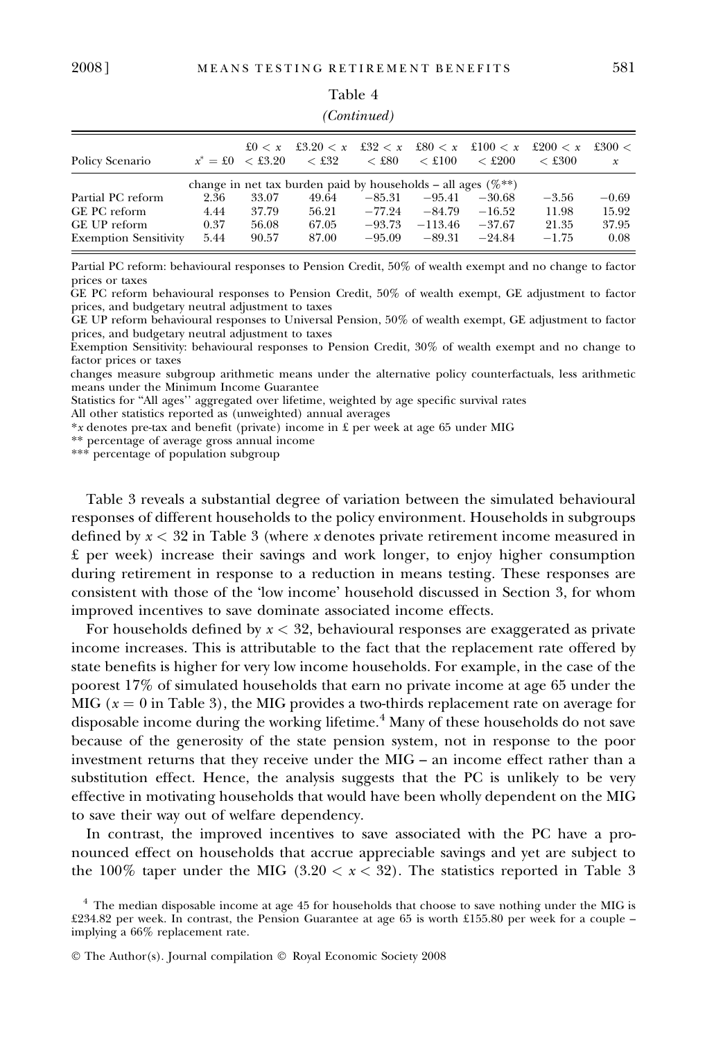Table 4

*(Continued)*

| Policy Scenario | $x^* = £0$ | $£0 < x$ $< £3.20$ | $£3.20 < x$ $< £32$ | $£32 < x$ $< £80$ | $£80 < x$ $< £100$ | $£100 < x$ $< £200$ | $£200 < x$ $< £300$ | $£300 <$ $x$ |
|---|---|---|---|---|---|---|---|---|
| | change in net tax burden paid by households – all ages (%**) | | | | | | | |
| Partial PC reform | 2.36 | 33.07 | 49.64 | −85.31 | −95.41 | −30.68 | −3.56 | −0.69 |
| GE PC reform | 4.44 | 37.79 | 56.21 | −77.24 | −84.79 | −16.52 | 11.98 | 15.92 |
| GE UP reform | 0.37 | 56.08 | 67.05 | −93.73 | −113.46 | −37.67 | 21.35 | 37.95 |
| Exemption Sensitivity | 5.44 | 90.57 | 87.00 | −95.09 | −89.31 | −24.84 | −1.75 | 0.08 |

Partial PC reform: behavioural responses to Pension Credit, 50% of wealth exempt and no change to factor prices or taxes

GE PC reform behavioural responses to Pension Credit, 50% of wealth exempt, GE adjustment to factor prices, and budgetary neutral adjustment to taxes

GE UP reform behavioural responses to Universal Pension, 50% of wealth exempt, GE adjustment to factor prices, and budgetary neutral adjustment to taxes

Exemption Sensitivity: behavioural responses to Pension Credit, 30% of wealth exempt and no change to factor prices or taxes

changes measure subgroup arithmetic means under the alternative policy counterfactuals, less arithmetic means under the Minimum Income Guarantee

Statistics for "All ages" aggregated over lifetime, weighted by age specific survival rates

All other statistics reported as (unweighted) annual averages

*$x$ denotes pre-tax and benefit (private) income in £ per week at age 65 under MIG

** percentage of average gross annual income

*** percentage of population subgroup

Table 3 reveals a substantial degree of variation between the simulated behavioural responses of different households to the policy environment. Households in subgroups defined by $x < 32$ in Table 3 (where $x$ denotes private retirement income measured in £ per week) increase their savings and work longer, to enjoy higher consumption during retirement in response to a reduction in means testing. These responses are consistent with those of the 'low income' household discussed in Section 3, for whom improved incentives to save dominate associated income effects.

For households defined by $x < 32$, behavioural responses are exaggerated as private income increases. This is attributable to the fact that the replacement rate offered by state benefits is higher for very low income households. For example, in the case of the poorest 17% of simulated households that earn no private income at age 65 under the MIG ($x = 0$ in Table 3), the MIG provides a two-thirds replacement rate on average for disposable income during the working lifetime.[4] Many of these households do not save because of the generosity of the state pension system, not in response to the poor investment returns that they receive under the MIG – an income effect rather than a substitution effect. Hence, the analysis suggests that the PC is unlikely to be very effective in motivating households that would have been wholly dependent on the MIG to save their way out of welfare dependency.

In contrast, the improved incentives to save associated with the PC have a pronounced effect on households that accrue appreciable savings and yet are subject to the 100% taper under the MIG ($3.20 < x < 32$). The statistics reported in Table 3

[4] The median disposable income at age 45 for households that choose to save nothing under the MIG is £234.82 per week. In contrast, the Pension Guarantee at age 65 is worth £155.80 per week for a couple – implying a 66% replacement rate.

© The Author(s). Journal compilation © Royal Economic Society 2008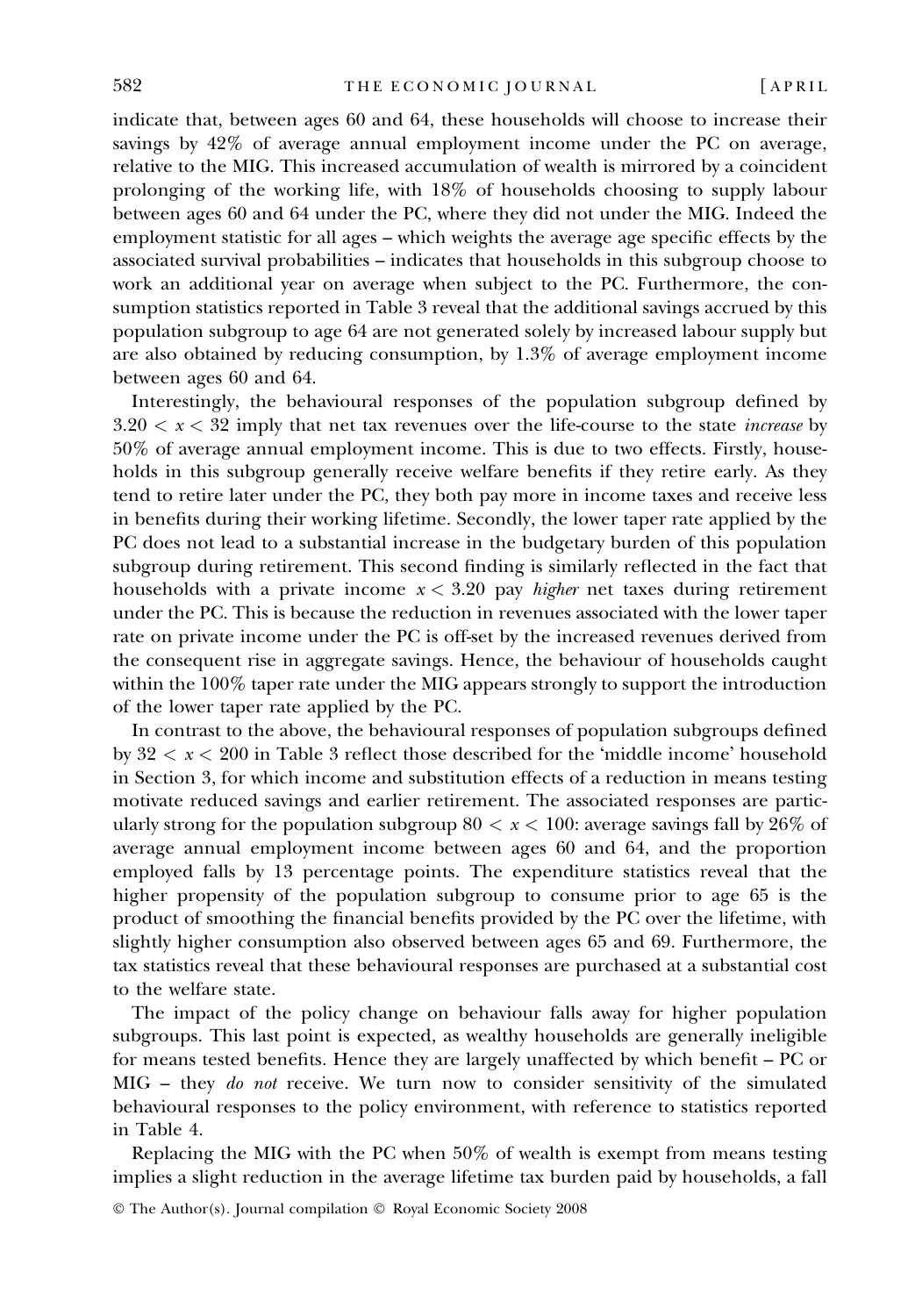indicate that, between ages 60 and 64, these households will choose to increase their savings by 42% of average annual employment income under the PC on average, relative to the MIG. This increased accumulation of wealth is mirrored by a coincident prolonging of the working life, with 18% of households choosing to supply labour between ages 60 and 64 under the PC, where they did not under the MIG. Indeed the employment statistic for all ages – which weights the average age specific effects by the associated survival probabilities – indicates that households in this subgroup choose to work an additional year on average when subject to the PC. Furthermore, the consumption statistics reported in Table 3 reveal that the additional savings accrued by this population subgroup to age 64 are not generated solely by increased labour supply but are also obtained by reducing consumption, by 1.3% of average employment income between ages 60 and 64.

Interestingly, the behavioural responses of the population subgroup defined by $3.20 < x < 32$ imply that net tax revenues over the life-course to the state *increase* by 50% of average annual employment income. This is due to two effects. Firstly, households in this subgroup generally receive welfare benefits if they retire early. As they tend to retire later under the PC, they both pay more in income taxes and receive less in benefits during their working lifetime. Secondly, the lower taper rate applied by the PC does not lead to a substantial increase in the budgetary burden of this population subgroup during retirement. This second finding is similarly reflected in the fact that households with a private income $x < 3.20$ pay *higher* net taxes during retirement under the PC. This is because the reduction in revenues associated with the lower taper rate on private income under the PC is off-set by the increased revenues derived from the consequent rise in aggregate savings. Hence, the behaviour of households caught within the 100% taper rate under the MIG appears strongly to support the introduction of the lower taper rate applied by the PC.

In contrast to the above, the behavioural responses of population subgroups defined by $32 < x < 200$ in Table 3 reflect those described for the 'middle income' household in Section 3, for which income and substitution effects of a reduction in means testing motivate reduced savings and earlier retirement. The associated responses are particularly strong for the population subgroup $80 < x < 100$: average savings fall by 26% of average annual employment income between ages 60 and 64, and the proportion employed falls by 13 percentage points. The expenditure statistics reveal that the higher propensity of the population subgroup to consume prior to age 65 is the product of smoothing the financial benefits provided by the PC over the lifetime, with slightly higher consumption also observed between ages 65 and 69. Furthermore, the tax statistics reveal that these behavioural responses are purchased at a substantial cost to the welfare state.

The impact of the policy change on behaviour falls away for higher population subgroups. This last point is expected, as wealthy households are generally ineligible for means tested benefits. Hence they are largely unaffected by which benefit – PC or MIG – they *do not* receive. We turn now to consider sensitivity of the simulated behavioural responses to the policy environment, with reference to statistics reported in Table 4.

Replacing the MIG with the PC when 50% of wealth is exempt from means testing implies a slight reduction in the average lifetime tax burden paid by households, a fall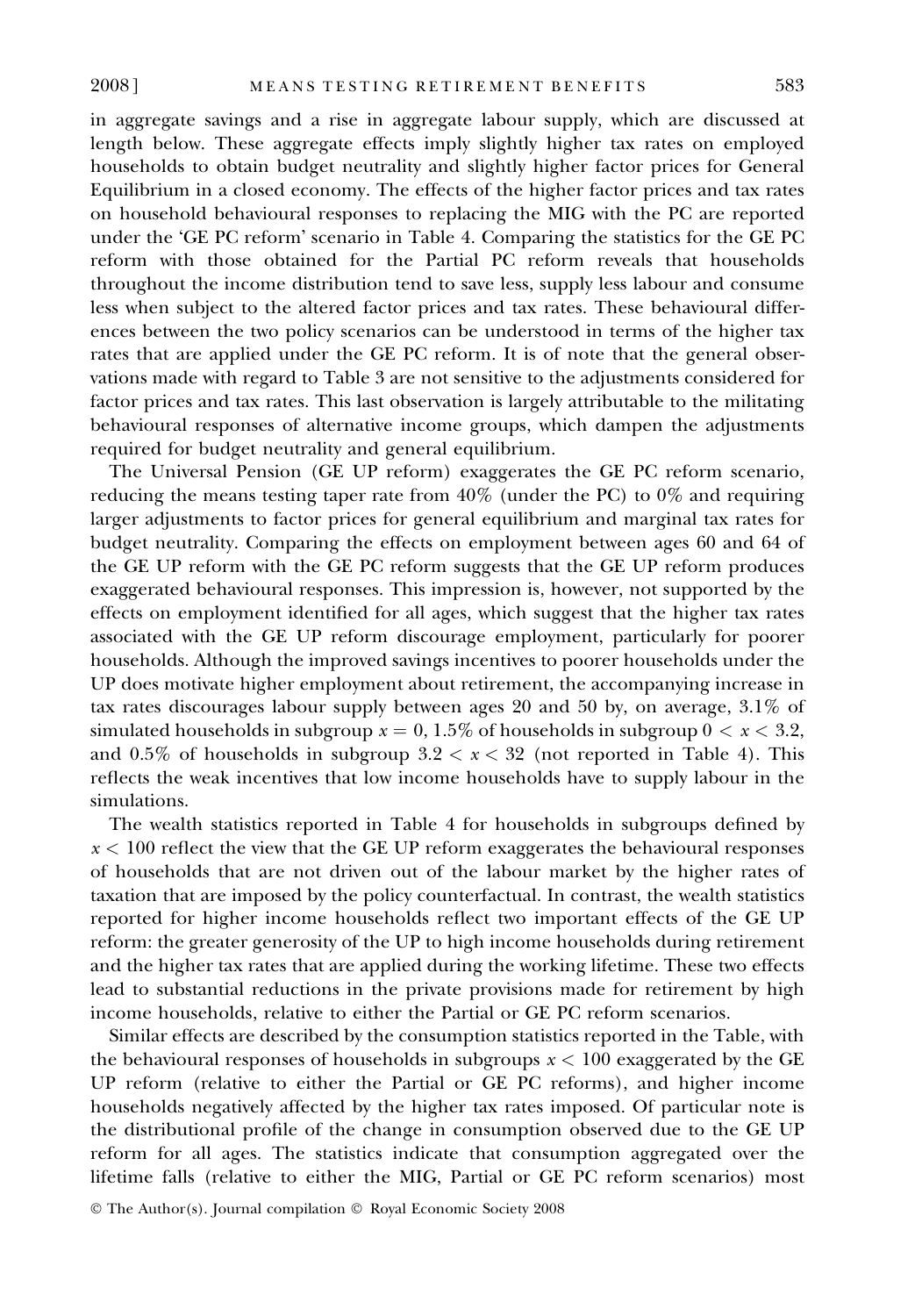in aggregate savings and a rise in aggregate labour supply, which are discussed at length below. These aggregate effects imply slightly higher tax rates on employed households to obtain budget neutrality and slightly higher factor prices for General Equilibrium in a closed economy. The effects of the higher factor prices and tax rates on household behavioural responses to replacing the MIG with the PC are reported under the 'GE PC reform' scenario in Table 4. Comparing the statistics for the GE PC reform with those obtained for the Partial PC reform reveals that households throughout the income distribution tend to save less, supply less labour and consume less when subject to the altered factor prices and tax rates. These behavioural differences between the two policy scenarios can be understood in terms of the higher tax rates that are applied under the GE PC reform. It is of note that the general observations made with regard to Table 3 are not sensitive to the adjustments considered for factor prices and tax rates. This last observation is largely attributable to the militating behavioural responses of alternative income groups, which dampen the adjustments required for budget neutrality and general equilibrium.

The Universal Pension (GE UP reform) exaggerates the GE PC reform scenario, reducing the means testing taper rate from 40% (under the PC) to 0% and requiring larger adjustments to factor prices for general equilibrium and marginal tax rates for budget neutrality. Comparing the effects on employment between ages 60 and 64 of the GE UP reform with the GE PC reform suggests that the GE UP reform produces exaggerated behavioural responses. This impression is, however, not supported by the effects on employment identified for all ages, which suggest that the higher tax rates associated with the GE UP reform discourage employment, particularly for poorer households. Although the improved savings incentives to poorer households under the UP does motivate higher employment about retirement, the accompanying increase in tax rates discourages labour supply between ages 20 and 50 by, on average, 3.1% of simulated households in subgroup $x = 0$, 1.5% of households in subgroup $0 < x < 3.2$, and 0.5% of households in subgroup $3.2 < x < 32$ (not reported in Table 4). This reflects the weak incentives that low income households have to supply labour in the simulations.

The wealth statistics reported in Table 4 for households in subgroups defined by $x < 100$ reflect the view that the GE UP reform exaggerates the behavioural responses of households that are not driven out of the labour market by the higher rates of taxation that are imposed by the policy counterfactual. In contrast, the wealth statistics reported for higher income households reflect two important effects of the GE UP reform: the greater generosity of the UP to high income households during retirement and the higher tax rates that are applied during the working lifetime. These two effects lead to substantial reductions in the private provisions made for retirement by high income households, relative to either the Partial or GE PC reform scenarios.

Similar effects are described by the consumption statistics reported in the Table, with the behavioural responses of households in subgroups $x < 100$ exaggerated by the GE UP reform (relative to either the Partial or GE PC reforms), and higher income households negatively affected by the higher tax rates imposed. Of particular note is the distributional profile of the change in consumption observed due to the GE UP reform for all ages. The statistics indicate that consumption aggregated over the lifetime falls (relative to either the MIG, Partial or GE PC reform scenarios) most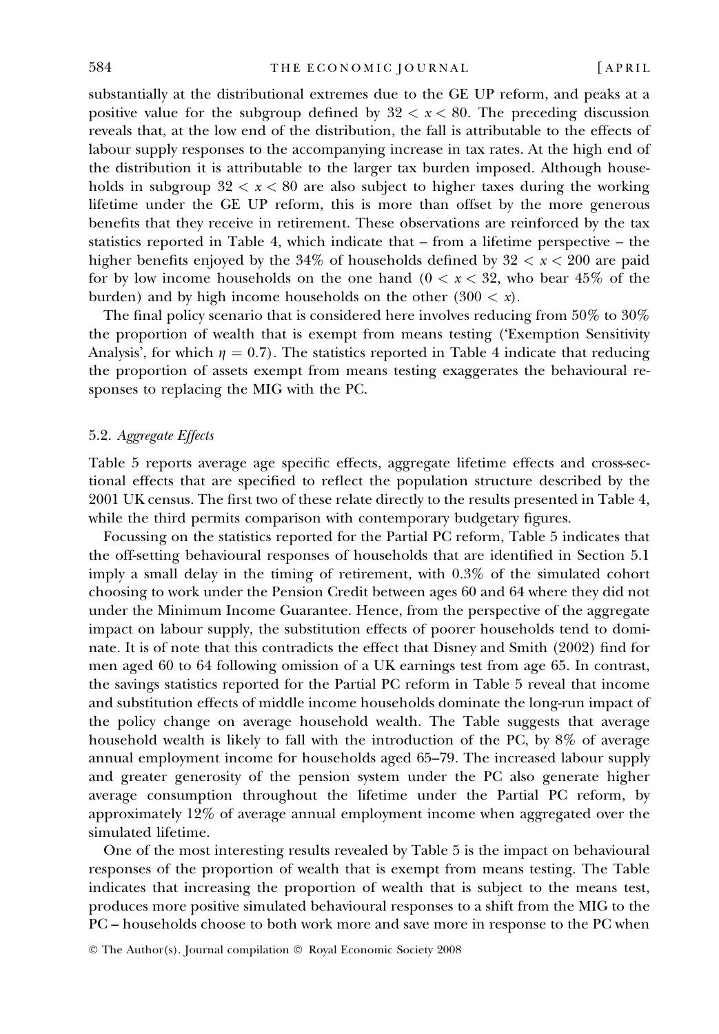substantially at the distributional extremes due to the GE UP reform, and peaks at a positive value for the subgroup defined by $32 < x < 80$. The preceding discussion reveals that, at the low end of the distribution, the fall is attributable to the effects of labour supply responses to the accompanying increase in tax rates. At the high end of the distribution it is attributable to the larger tax burden imposed. Although households in subgroup $32 < x < 80$ are also subject to higher taxes during the working lifetime under the GE UP reform, this is more than offset by the more generous benefits that they receive in retirement. These observations are reinforced by the tax statistics reported in Table 4, which indicate that – from a lifetime perspective – the higher benefits enjoyed by the 34% of households defined by $32 < x < 200$ are paid for by low income households on the one hand ($0 < x < 32$, who bear 45% of the burden) and by high income households on the other ($300 < x$).

The final policy scenario that is considered here involves reducing from 50% to 30% the proportion of wealth that is exempt from means testing ('Exemption Sensitivity Analysis', for which $\eta = 0.7$). The statistics reported in Table 4 indicate that reducing the proportion of assets exempt from means testing exaggerates the behavioural responses to replacing the MIG with the PC.

### 5.2. *Aggregate Effects*

Table 5 reports average age specific effects, aggregate lifetime effects and cross-sectional effects that are specified to reflect the population structure described by the 2001 UK census. The first two of these relate directly to the results presented in Table 4, while the third permits comparison with contemporary budgetary figures.

Focussing on the statistics reported for the Partial PC reform, Table 5 indicates that the off-setting behavioural responses of households that are identified in Section 5.1 imply a small delay in the timing of retirement, with 0.3% of the simulated cohort choosing to work under the Pension Credit between ages 60 and 64 where they did not under the Minimum Income Guarantee. Hence, from the perspective of the aggregate impact on labour supply, the substitution effects of poorer households tend to dominate. It is of note that this contradicts the effect that Disney and Smith (2002) find for men aged 60 to 64 following omission of a UK earnings test from age 65. In contrast, the savings statistics reported for the Partial PC reform in Table 5 reveal that income and substitution effects of middle income households dominate the long-run impact of the policy change on average household wealth. The Table suggests that average household wealth is likely to fall with the introduction of the PC, by 8% of average annual employment income for households aged 65–79. The increased labour supply and greater generosity of the pension system under the PC also generate higher average consumption throughout the lifetime under the Partial PC reform, by approximately 12% of average annual employment income when aggregated over the simulated lifetime.

One of the most interesting results revealed by Table 5 is the impact on behavioural responses of the proportion of wealth that is exempt from means testing. The Table indicates that increasing the proportion of wealth that is subject to the means test, produces more positive simulated behavioural responses to a shift from the MIG to the PC – households choose to both work more and save more in response to the PC when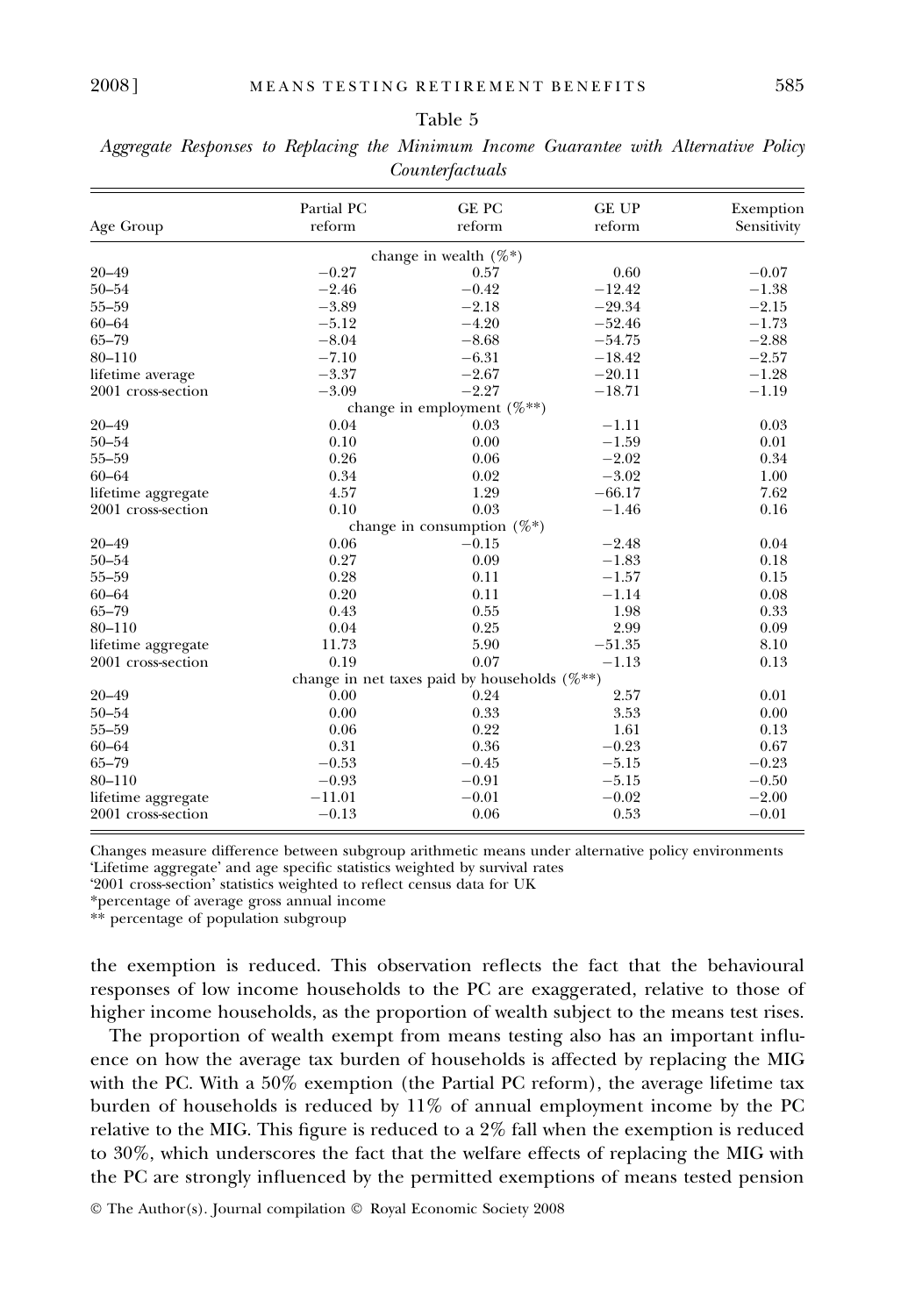Table 5

*Aggregate Responses to Replacing the Minimum Income Guarantee with Alternative Policy Counterfactuals*

| Age Group | Partial PC reform | GE PC reform | GE UP reform | Exemption Sensitivity |
|---|---|---|---|---|
| | | change in wealth (%*) | | |
| 20–49 | −0.27 | 0.57 | 0.60 | −0.07 |
| 50–54 | −2.46 | −0.42 | −12.42 | −1.38 |
| 55–59 | −3.89 | −2.18 | −29.34 | −2.15 |
| 60–64 | −5.12 | −4.20 | −52.46 | −1.73 |
| 65–79 | −8.04 | −8.68 | −54.75 | −2.88 |
| 80–110 | −7.10 | −6.31 | −18.42 | −2.57 |
| lifetime average | −3.37 | −2.67 | −20.11 | −1.28 |
| 2001 cross-section | −3.09 | −2.27 | −18.71 | −1.19 |
| | | change in employment (%**) | | |
| 20–49 | 0.04 | 0.03 | −1.11 | 0.03 |
| 50–54 | 0.10 | 0.00 | −1.59 | 0.01 |
| 55–59 | 0.26 | 0.06 | −2.02 | 0.34 |
| 60–64 | 0.34 | 0.02 | −3.02 | 1.00 |
| lifetime aggregate | 4.57 | 1.29 | −66.17 | 7.62 |
| 2001 cross-section | 0.10 | 0.03 | −1.46 | 0.16 |
| | | change in consumption (%*) | | |
| 20–49 | 0.06 | −0.15 | −2.48 | 0.04 |
| 50–54 | 0.27 | 0.09 | −1.83 | 0.18 |
| 55–59 | 0.28 | 0.11 | −1.57 | 0.15 |
| 60–64 | 0.20 | 0.11 | −1.14 | 0.08 |
| 65–79 | 0.43 | 0.55 | 1.98 | 0.33 |
| 80–110 | 0.04 | 0.25 | 2.99 | 0.09 |
| lifetime aggregate | 11.73 | 5.90 | −51.35 | 8.10 |
| 2001 cross-section | 0.19 | 0.07 | −1.13 | 0.13 |
| | | change in net taxes paid by households (%**) | | |
| 20–49 | 0.00 | 0.24 | 2.57 | 0.01 |
| 50–54 | 0.00 | 0.33 | 3.53 | 0.00 |
| 55–59 | 0.06 | 0.22 | 1.61 | 0.13 |
| 60–64 | 0.31 | 0.36 | −0.23 | 0.67 |
| 65–79 | −0.53 | −0.45 | −5.15 | −0.23 |
| 80–110 | −0.93 | −0.91 | −5.15 | −0.50 |
| lifetime aggregate | −11.01 | −0.01 | −0.02 | −2.00 |
| 2001 cross-section | −0.13 | 0.06 | 0.53 | −0.01 |

Changes measure difference between subgroup arithmetic means under alternative policy environments
'Lifetime aggregate' and age specific statistics weighted by survival rates
'2001 cross-section' statistics weighted to reflect census data for UK
*percentage of average gross annual income
** percentage of population subgroup

the exemption is reduced. This observation reflects the fact that the behavioural responses of low income households to the PC are exaggerated, relative to those of higher income households, as the proportion of wealth subject to the means test rises.

The proportion of wealth exempt from means testing also has an important influence on how the average tax burden of households is affected by replacing the MIG with the PC. With a 50% exemption (the Partial PC reform), the average lifetime tax burden of households is reduced by 11% of annual employment income by the PC relative to the MIG. This figure is reduced to a 2% fall when the exemption is reduced to 30%, which underscores the fact that the welfare effects of replacing the MIG with the PC are strongly influenced by the permitted exemptions of means tested pension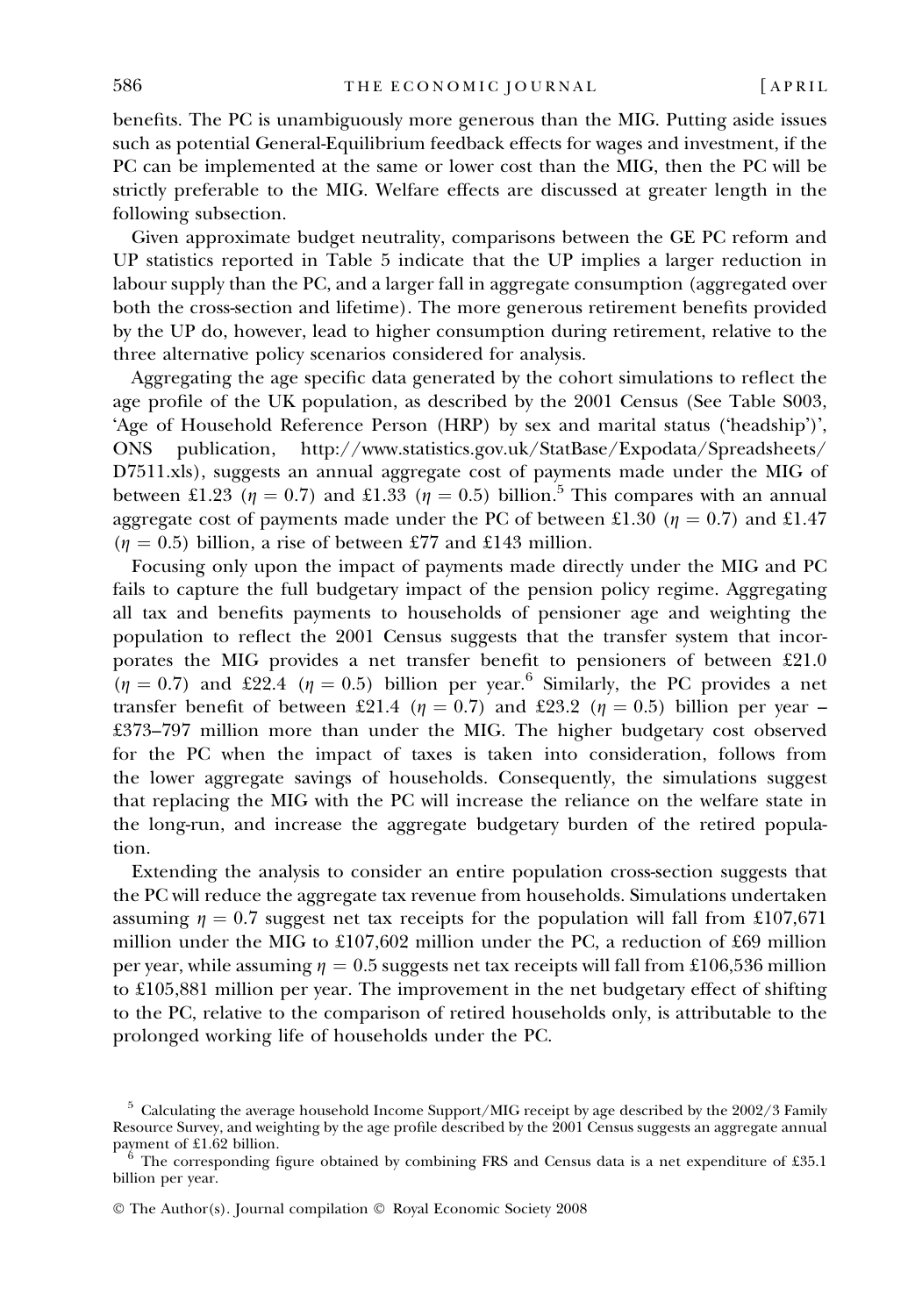benefits. The PC is unambiguously more generous than the MIG. Putting aside issues such as potential General-Equilibrium feedback effects for wages and investment, if the PC can be implemented at the same or lower cost than the MIG, then the PC will be strictly preferable to the MIG. Welfare effects are discussed at greater length in the following subsection.

Given approximate budget neutrality, comparisons between the GE PC reform and UP statistics reported in Table 5 indicate that the UP implies a larger reduction in labour supply than the PC, and a larger fall in aggregate consumption (aggregated over both the cross-section and lifetime). The more generous retirement benefits provided by the UP do, however, lead to higher consumption during retirement, relative to the three alternative policy scenarios considered for analysis.

Aggregating the age specific data generated by the cohort simulations to reflect the age profile of the UK population, as described by the 2001 Census (See Table S003, 'Age of Household Reference Person (HRP) by sex and marital status ('headship')', ONS publication, http://www.statistics.gov.uk/StatBase/Expodata/Spreadsheets/D7511.xls), suggests an annual aggregate cost of payments made under the MIG of between £1.23 ($\eta = 0.7$) and £1.33 ($\eta = 0.5$) billion.[5] This compares with an annual aggregate cost of payments made under the PC of between £1.30 ($\eta = 0.7$) and £1.47 ($\eta = 0.5$) billion, a rise of between £77 and £143 million.

Focusing only upon the impact of payments made directly under the MIG and PC fails to capture the full budgetary impact of the pension policy regime. Aggregating all tax and benefits payments to households of pensioner age and weighting the population to reflect the 2001 Census suggests that the transfer system that incorporates the MIG provides a net transfer benefit to pensioners of between £21.0 ($\eta = 0.7$) and £22.4 ($\eta = 0.5$) billion per year.[6] Similarly, the PC provides a net transfer benefit of between £21.4 ($\eta = 0.7$) and £23.2 ($\eta = 0.5$) billion per year – £373–797 million more than under the MIG. The higher budgetary cost observed for the PC when the impact of taxes is taken into consideration, follows from the lower aggregate savings of households. Consequently, the simulations suggest that replacing the MIG with the PC will increase the reliance on the welfare state in the long-run, and increase the aggregate budgetary burden of the retired population.

Extending the analysis to consider an entire population cross-section suggests that the PC will reduce the aggregate tax revenue from households. Simulations undertaken assuming $\eta = 0.7$ suggest net tax receipts for the population will fall from £107,671 million under the MIG to £107,602 million under the PC, a reduction of £69 million per year, while assuming $\eta = 0.5$ suggests net tax receipts will fall from £106,536 million to £105,881 million per year. The improvement in the net budgetary effect of shifting to the PC, relative to the comparison of retired households only, is attributable to the prolonged working life of households under the PC.

[5] Calculating the average household Income Support/MIG receipt by age described by the 2002/3 Family Resource Survey, and weighting by the age profile described by the 2001 Census suggests an aggregate annual payment of £1.62 billion.

[6] The corresponding figure obtained by combining FRS and Census data is a net expenditure of £35.1 billion per year.

© The Author(s). Journal compilation © Royal Economic Society 2008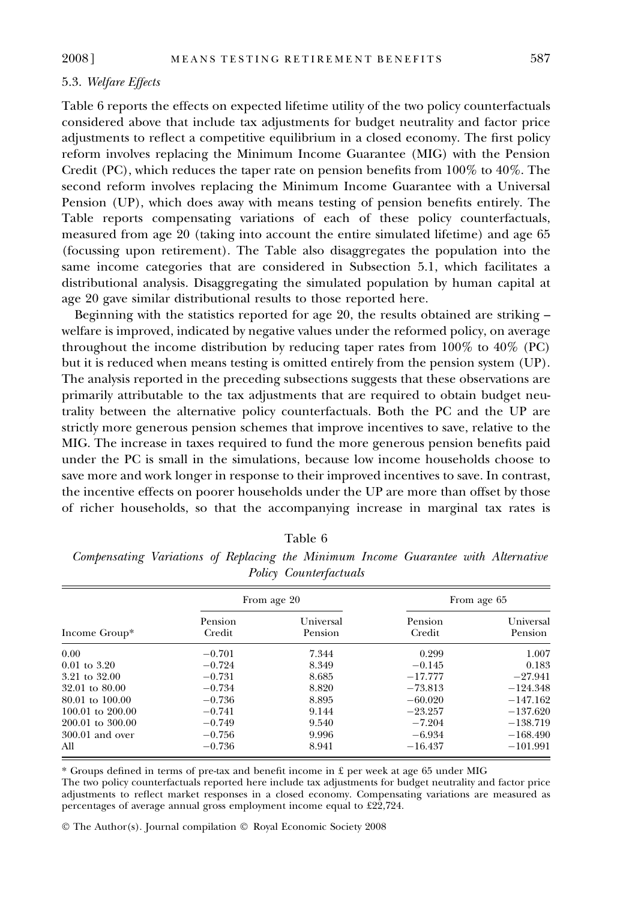### 5.3. *Welfare Effects*

Table 6 reports the effects on expected lifetime utility of the two policy counterfactuals considered above that include tax adjustments for budget neutrality and factor price adjustments to reflect a competitive equilibrium in a closed economy. The first policy reform involves replacing the Minimum Income Guarantee (MIG) with the Pension Credit (PC), which reduces the taper rate on pension benefits from 100% to 40%. The second reform involves replacing the Minimum Income Guarantee with a Universal Pension (UP), which does away with means testing of pension benefits entirely. The Table reports compensating variations of each of these policy counterfactuals, measured from age 20 (taking into account the entire simulated lifetime) and age 65 (focussing upon retirement). The Table also disaggregates the population into the same income categories that are considered in Subsection 5.1, which facilitates a distributional analysis. Disaggregating the simulated population by human capital at age 20 gave similar distributional results to those reported here.

Beginning with the statistics reported for age 20, the results obtained are striking – welfare is improved, indicated by negative values under the reformed policy, on average throughout the income distribution by reducing taper rates from 100% to 40% (PC) but it is reduced when means testing is omitted entirely from the pension system (UP). The analysis reported in the preceding subsections suggests that these observations are primarily attributable to the tax adjustments that are required to obtain budget neutrality between the alternative policy counterfactuals. Both the PC and the UP are strictly more generous pension schemes that improve incentives to save, relative to the MIG. The increase in taxes required to fund the more generous pension benefits paid under the PC is small in the simulations, because low income households choose to save more and work longer in response to their improved incentives to save. In contrast, the incentive effects on poorer households under the UP are more than offset by those of richer households, so that the accompanying increase in marginal tax rates is

Table 6

*Compensating Variations of Replacing the Minimum Income Guarantee with Alternative Policy Counterfactuals*

| | From age 20 | | From age 65 | |
|---|---|---|---|---|
| Income Group* | Pension Credit | Universal Pension | Pension Credit | Universal Pension |
| 0.00 | −0.701 | 7.344 | 0.299 | 1.007 |
| 0.01 to 3.20 | −0.724 | 8.349 | −0.145 | 0.183 |
| 3.21 to 32.00 | −0.731 | 8.685 | −17.777 | −27.941 |
| 32.01 to 80.00 | −0.734 | 8.820 | −73.813 | −124.348 |
| 80.01 to 100.00 | −0.736 | 8.895 | −60.020 | −147.162 |
| 100.01 to 200.00 | −0.741 | 9.144 | −23.257 | −137.620 |
| 200.01 to 300.00 | −0.749 | 9.540 | −7.204 | −138.719 |
| 300.01 and over | −0.756 | 9.996 | −6.934 | −168.490 |
| All | −0.736 | 8.941 | −16.437 | −101.991 |

\* Groups defined in terms of pre-tax and benefit income in £ per week at age 65 under MIG

The two policy counterfactuals reported here include tax adjustments for budget neutrality and factor price adjustments to reflect market responses in a closed economy. Compensating variations are measured as percentages of average annual gross employment income equal to £22,724.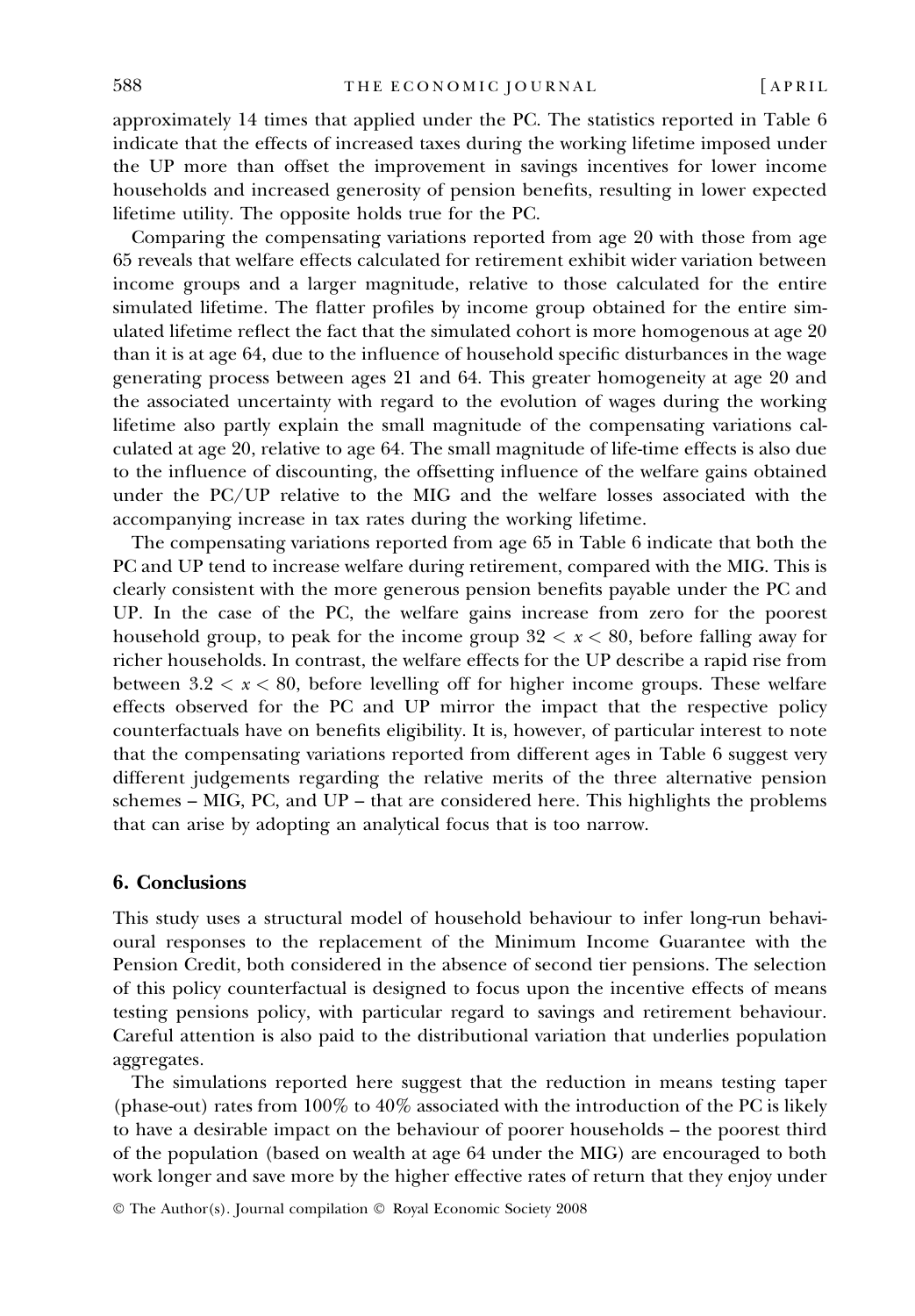approximately 14 times that applied under the PC. The statistics reported in Table 6 indicate that the effects of increased taxes during the working lifetime imposed under the UP more than offset the improvement in savings incentives for lower income households and increased generosity of pension benefits, resulting in lower expected lifetime utility. The opposite holds true for the PC.

Comparing the compensating variations reported from age 20 with those from age 65 reveals that welfare effects calculated for retirement exhibit wider variation between income groups and a larger magnitude, relative to those calculated for the entire simulated lifetime. The flatter profiles by income group obtained for the entire simulated lifetime reflect the fact that the simulated cohort is more homogenous at age 20 than it is at age 64, due to the influence of household specific disturbances in the wage generating process between ages 21 and 64. This greater homogeneity at age 20 and the associated uncertainty with regard to the evolution of wages during the working lifetime also partly explain the small magnitude of the compensating variations calculated at age 20, relative to age 64. The small magnitude of life-time effects is also due to the influence of discounting, the offsetting influence of the welfare gains obtained under the PC/UP relative to the MIG and the welfare losses associated with the accompanying increase in tax rates during the working lifetime.

The compensating variations reported from age 65 in Table 6 indicate that both the PC and UP tend to increase welfare during retirement, compared with the MIG. This is clearly consistent with the more generous pension benefits payable under the PC and UP. In the case of the PC, the welfare gains increase from zero for the poorest household group, to peak for the income group $32 < x < 80$, before falling away for richer households. In contrast, the welfare effects for the UP describe a rapid rise from between $3.2 < x < 80$, before levelling off for higher income groups. These welfare effects observed for the PC and UP mirror the impact that the respective policy counterfactuals have on benefits eligibility. It is, however, of particular interest to note that the compensating variations reported from different ages in Table 6 suggest very different judgements regarding the relative merits of the three alternative pension schemes – MIG, PC, and UP – that are considered here. This highlights the problems that can arise by adopting an analytical focus that is too narrow.

## 6. Conclusions

This study uses a structural model of household behaviour to infer long-run behavioural responses to the replacement of the Minimum Income Guarantee with the Pension Credit, both considered in the absence of second tier pensions. The selection of this policy counterfactual is designed to focus upon the incentive effects of means testing pensions policy, with particular regard to savings and retirement behaviour. Careful attention is also paid to the distributional variation that underlies population aggregates.

The simulations reported here suggest that the reduction in means testing taper (phase-out) rates from 100% to 40% associated with the introduction of the PC is likely to have a desirable impact on the behaviour of poorer households – the poorest third of the population (based on wealth at age 64 under the MIG) are encouraged to both work longer and save more by the higher effective rates of return that they enjoy under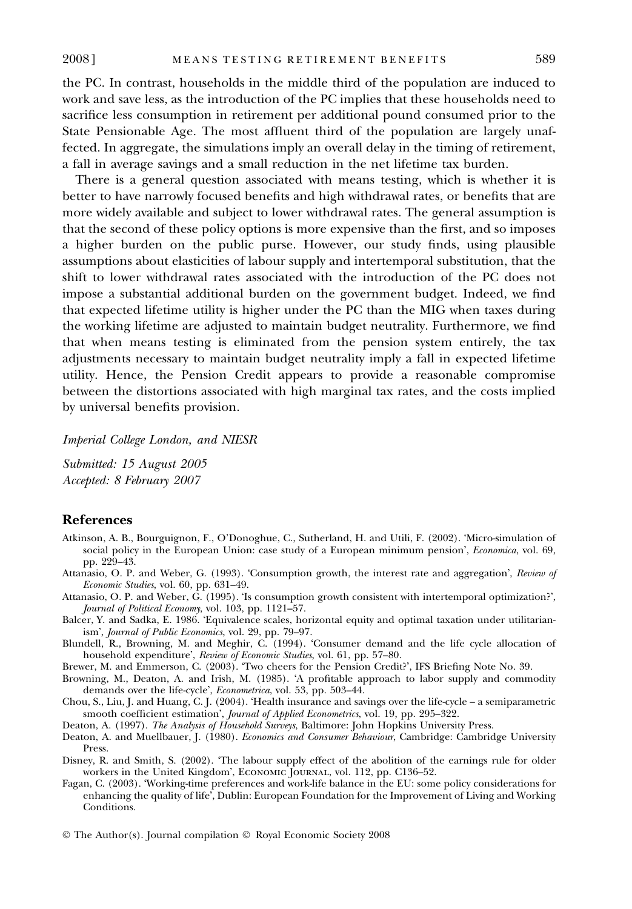the PC. In contrast, households in the middle third of the population are induced to work and save less, as the introduction of the PC implies that these households need to sacrifice less consumption in retirement per additional pound consumed prior to the State Pensionable Age. The most affluent third of the population are largely unaffected. In aggregate, the simulations imply an overall delay in the timing of retirement, a fall in average savings and a small reduction in the net lifetime tax burden.

There is a general question associated with means testing, which is whether it is better to have narrowly focused benefits and high withdrawal rates, or benefits that are more widely available and subject to lower withdrawal rates. The general assumption is that the second of these policy options is more expensive than the first, and so imposes a higher burden on the public purse. However, our study finds, using plausible assumptions about elasticities of labour supply and intertemporal substitution, that the shift to lower withdrawal rates associated with the introduction of the PC does not impose a substantial additional burden on the government budget. Indeed, we find that expected lifetime utility is higher under the PC than the MIG when taxes during the working lifetime are adjusted to maintain budget neutrality. Furthermore, we find that when means testing is eliminated from the pension system entirely, the tax adjustments necessary to maintain budget neutrality imply a fall in expected lifetime utility. Hence, the Pension Credit appears to provide a reasonable compromise between the distortions associated with high marginal tax rates, and the costs implied by universal benefits provision.

*Imperial College London, and NIESR*

*Submitted: 15 August 2005*
*Accepted: 8 February 2007*

## References

Atkinson, A. B., Bourguignon, F., O'Donoghue, C., Sutherland, H. and Utili, F. (2002). 'Micro-simulation of social policy in the European Union: case study of a European minimum pension', *Economica*, vol. 69, pp. 229–43.

Attanasio, O. P. and Weber, G. (1993). 'Consumption growth, the interest rate and aggregation', *Review of Economic Studies*, vol. 60, pp. 631–49.

Attanasio, O. P. and Weber, G. (1995). 'Is consumption growth consistent with intertemporal optimization?', *Journal of Political Economy*, vol. 103, pp. 1121–57.

Balcer, Y. and Sadka, E. 1986. 'Equivalence scales, horizontal equity and optimal taxation under utilitarianism', *Journal of Public Economics*, vol. 29, pp. 79–97.

Blundell, R., Browning, M. and Meghir, C. (1994). 'Consumer demand and the life cycle allocation of household expenditure', *Review of Economic Studies*, vol. 61, pp. 57–80.

Brewer, M. and Emmerson, C. (2003). 'Two cheers for the Pension Credit?', IFS Briefing Note No. 39.

Browning, M., Deaton, A. and Irish, M. (1985). 'A profitable approach to labor supply and commodity demands over the life-cycle', *Econometrica*, vol. 53, pp. 503–44.

Chou, S., Liu, J. and Huang, C. J. (2004). 'Health insurance and savings over the life-cycle – a semiparametric smooth coefficient estimation', *Journal of Applied Econometrics*, vol. 19, pp. 295–322.

Deaton, A. (1997). *The Analysis of Household Surveys*, Baltimore: John Hopkins University Press.

Deaton, A. and Muellbauer, J. (1980). *Economics and Consumer Behaviour*, Cambridge: Cambridge University Press.

Disney, R. and Smith, S. (2002). 'The labour supply effect of the abolition of the earnings rule for older workers in the United Kingdom', Economic Journal, vol. 112, pp. C136–52.

Fagan, C. (2003). 'Working-time preferences and work-life balance in the EU: some policy considerations for enhancing the quality of life', Dublin: European Foundation for the Improvement of Living and Working Conditions.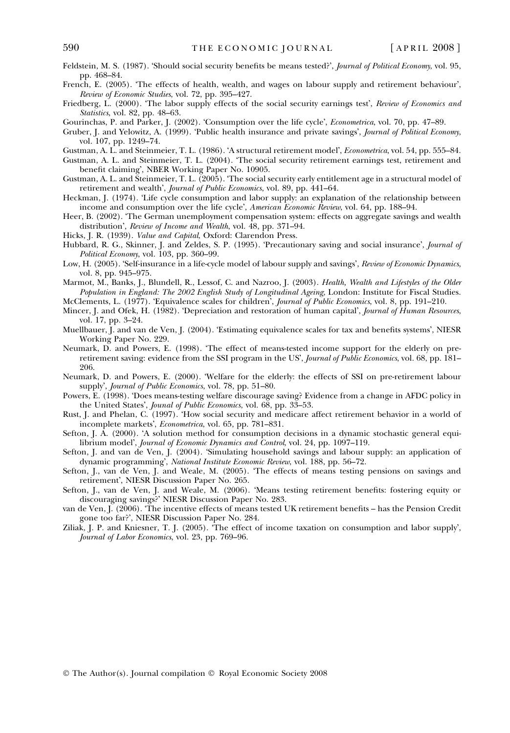Feldstein, M. S. (1987). 'Should social security benefits be means tested?', *Journal of Political Economy*, vol. 95, pp. 468–84.

French, E. (2005). 'The effects of health, wealth, and wages on labour supply and retirement behaviour', *Review of Economic Studies*, vol. 72, pp. 395–427.

Friedberg, L. (2000). 'The labor supply effects of the social security earnings test', *Review of Economics and Statistics*, vol. 82, pp. 48–63.

Gourinchas, P. and Parker, J. (2002). 'Consumption over the life cycle', *Econometrica*, vol. 70, pp. 47–89.

Gruber, J. and Yelowitz, A. (1999). 'Public health insurance and private savings', *Journal of Political Economy*, vol. 107, pp. 1249–74.

Gustman, A. L. and Steinmeier, T. L. (1986). 'A structural retirement model', *Econometrica*, vol. 54, pp. 555–84.

Gustman, A. L. and Steinmeier, T. L. (2004). 'The social security retirement earnings test, retirement and benefit claiming', NBER Working Paper No. 10905.

Gustman, A. L. and Steinmeier, T. L. (2005). 'The social security early entitlement age in a structural model of retirement and wealth', *Journal of Public Economics*, vol. 89, pp. 441–64.

Heckman, J. (1974). 'Life cycle consumption and labor supply: an explanation of the relationship between income and consumption over the life cycle', *American Economic Review*, vol. 64, pp. 188–94.

Heer, B. (2002). 'The German unemployment compensation system: effects on aggregate savings and wealth distribution', *Review of Income and Wealth*, vol. 48, pp. 371–94.

Hicks, J. R. (1939). *Value and Capital*, Oxford: Clarendon Press.

Hubbard, R. G., Skinner, J. and Zeldes, S. P. (1995). 'Precautionary saving and social insurance', *Journal of Political Economy*, vol. 103, pp. 360–99.

Low, H. (2005). 'Self-insurance in a life-cycle model of labour supply and savings', *Review of Economic Dynamics*, vol. 8, pp. 945–975.

Marmot, M., Banks, J., Blundell, R., Lessof, C. and Nazroo, J. (2003). *Health, Wealth and Lifestyles of the Older Population in England: The 2002 English Study of Longitudinal Ageing*, London: Institute for Fiscal Studies.

McClements, L. (1977). 'Equivalence scales for children', *Journal of Public Economics*, vol. 8, pp. 191–210.

Mincer, J. and Ofek, H. (1982). 'Depreciation and restoration of human capital', *Journal of Human Resources*, vol. 17, pp. 3–24.

Muellbauer, J. and van de Ven, J. (2004). 'Estimating equivalence scales for tax and benefits systems', NIESR Working Paper No. 229.

Neumark, D. and Powers, E. (1998). 'The effect of means-tested income support for the elderly on pre-retirement saving: evidence from the SSI program in the US', *Journal of Public Economics*, vol. 68, pp. 181–206.

Neumark, D. and Powers, E. (2000). 'Welfare for the elderly: the effects of SSI on pre-retirement labour supply', *Journal of Public Economics*, vol. 78, pp. 51–80.

Powers, E. (1998). 'Does means-testing welfare discourage saving? Evidence from a change in AFDC policy in the United States', *Jounal of Public Economics*, vol. 68, pp. 33–53.

Rust, J. and Phelan, C. (1997). 'How social security and medicare affect retirement behavior in a world of incomplete markets', *Econometrica*, vol. 65, pp. 781–831.

Sefton, J. A. (2000). 'A solution method for consumption decisions in a dynamic stochastic general equilibrium model', *Journal of Economic Dynamics and Control*, vol. 24, pp. 1097–119.

Sefton, J. and van de Ven, J. (2004). 'Simulating household savings and labour supply: an application of dynamic programming', *National Institute Economic Review*, vol. 188, pp. 56–72.

Sefton, J., van de Ven, J. and Weale, M. (2005). 'The effects of means testing pensions on savings and retirement', NIESR Discussion Paper No. 265.

Sefton, J., van de Ven, J. and Weale, M. (2006). 'Means testing retirement benefits: fostering equity or discouraging savings?' NIESR Discussion Paper No. 283.

van de Ven, J. (2006). 'The incentive effects of means tested UK retirement benefits – has the Pension Credit gone too far?', NIESR Discussion Paper No. 284.

Ziliak, J. P. and Kniesner, T. J. (2005). 'The effect of income taxation on consumption and labor supply', *Journal of Labor Economics*, vol. 23, pp. 769–96.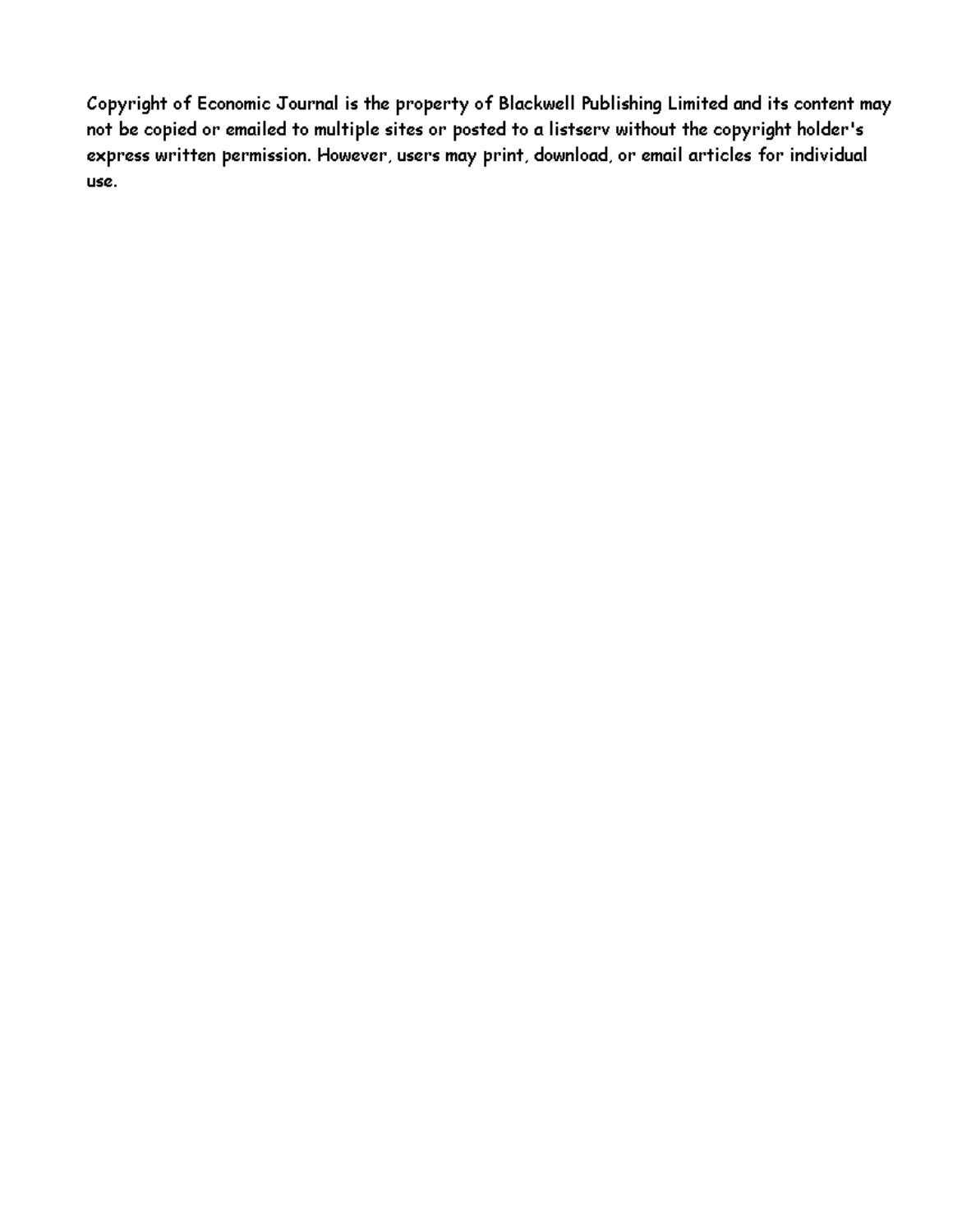Copyright of Economic Journal is the property of Blackwell Publishing Limited and its content may not be copied or emailed to multiple sites or posted to a listserv without the copyright holder's express written permission. However, users may print, download, or email articles for individual use.